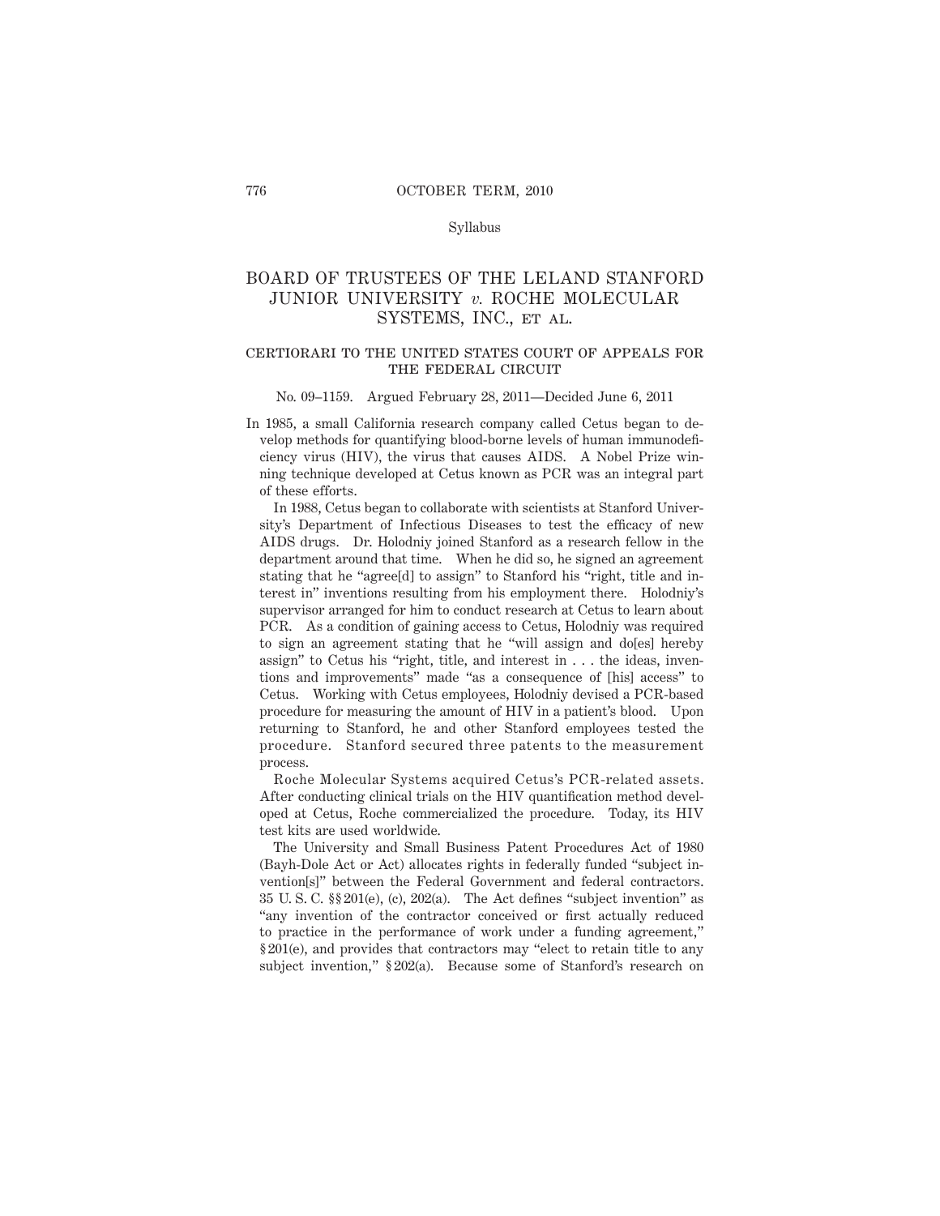Syllabus

# BOARD OF TRUSTEES OF THE LELAND STANFORD JUNIOR UNIVERSITY *v.* ROCHE MOLECULAR SYSTEMS, INC., ET AL.

## CERTIORARI TO THE UNITED STATES COURT OF APPEALS FOR THE FEDERAL CIRCUIT

No. 09–1159. Argued February 28, 2011—Decided June 6, 2011

In 1985, a small California research company called Cetus began to develop methods for quantifying blood-borne levels of human immunodeficiency virus (HIV), the virus that causes AIDS. A Nobel Prize winning technique developed at Cetus known as PCR was an integral part of these efforts.

In 1988, Cetus began to collaborate with scientists at Stanford University's Department of Infectious Diseases to test the efficacy of new AIDS drugs. Dr. Holodniy joined Stanford as a research fellow in the department around that time. When he did so, he signed an agreement stating that he "agree[d] to assign" to Stanford his "right, title and interest in" inventions resulting from his employment there. Holodniy's supervisor arranged for him to conduct research at Cetus to learn about PCR. As a condition of gaining access to Cetus, Holodniy was required to sign an agreement stating that he "will assign and do[es] hereby assign" to Cetus his "right, title, and interest in . . . the ideas, inventions and improvements" made "as a consequence of [his] access" to Cetus. Working with Cetus employees, Holodniy devised a PCR-based procedure for measuring the amount of HIV in a patient's blood. Upon returning to Stanford, he and other Stanford employees tested the procedure. Stanford secured three patents to the measurement process.

Roche Molecular Systems acquired Cetus's PCR-related assets. After conducting clinical trials on the HIV quantification method developed at Cetus, Roche commercialized the procedure. Today, its HIV test kits are used worldwide.

The University and Small Business Patent Procedures Act of 1980 (Bayh-Dole Act or Act) allocates rights in federally funded "subject invention[s]" between the Federal Government and federal contractors. 35 U. S. C. §§ 201(e), (c), 202(a). The Act defines "subject invention" as "any invention of the contractor conceived or first actually reduced to practice in the performance of work under a funding agreement," § 201(e), and provides that contractors may "elect to retain title to any subject invention," § 202(a). Because some of Stanford's research on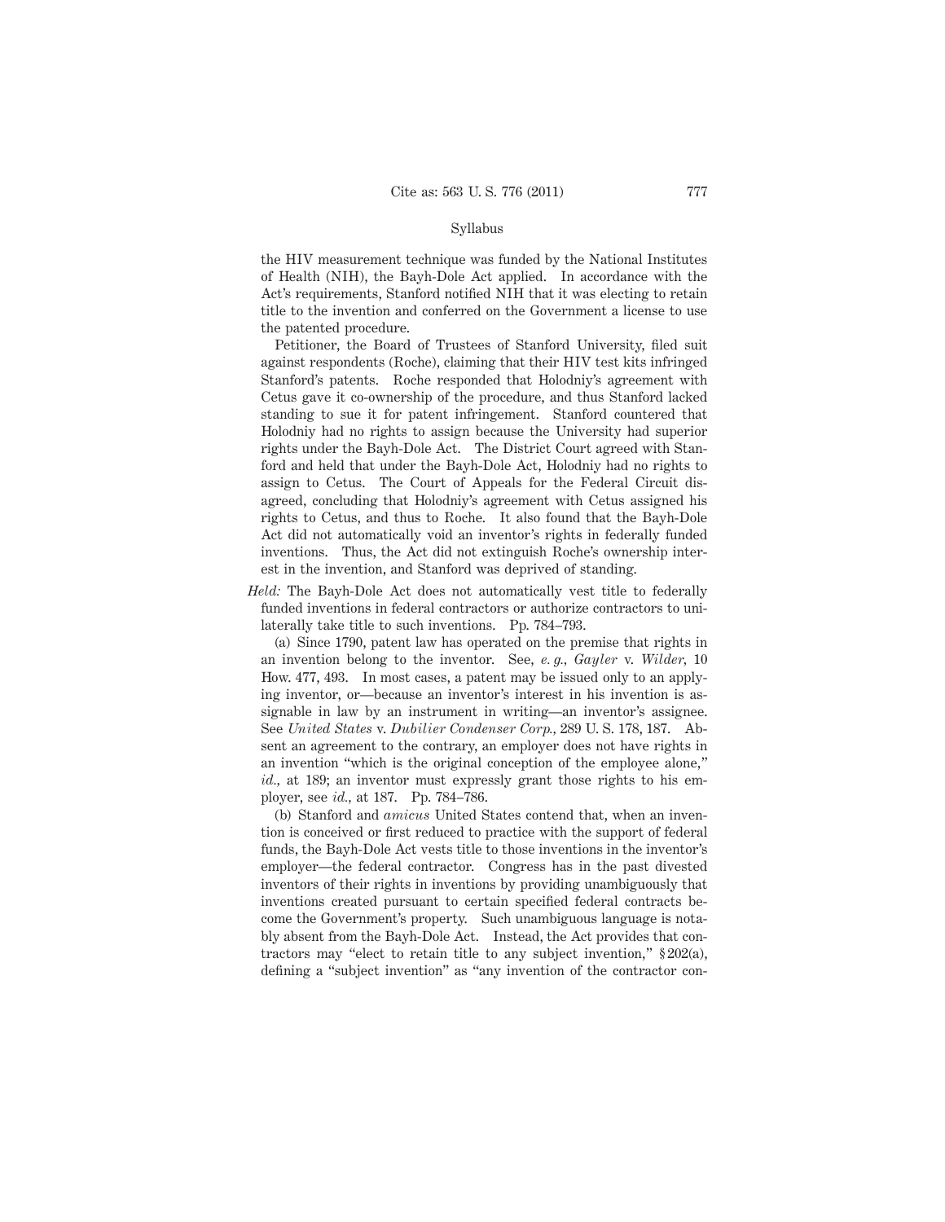the HIV measurement technique was funded by the National Institutes of Health (NIH), the Bayh-Dole Act applied. In accordance with the Act's requirements, Stanford notified NIH that it was electing to retain title to the invention and conferred on the Government a license to use the patented procedure.

Petitioner, the Board of Trustees of Stanford University, filed suit against respondents (Roche), claiming that their HIV test kits infringed Stanford's patents. Roche responded that Holodniy's agreement with Cetus gave it co-ownership of the procedure, and thus Stanford lacked standing to sue it for patent infringement. Stanford countered that Holodniy had no rights to assign because the University had superior rights under the Bayh-Dole Act. The District Court agreed with Stanford and held that under the Bayh-Dole Act, Holodniy had no rights to assign to Cetus. The Court of Appeals for the Federal Circuit disagreed, concluding that Holodniy's agreement with Cetus assigned his rights to Cetus, and thus to Roche. It also found that the Bayh-Dole Act did not automatically void an inventor's rights in federally funded inventions. Thus, the Act did not extinguish Roche's ownership interest in the invention, and Stanford was deprived of standing.

*Held:* The Bayh-Dole Act does not automatically vest title to federally funded inventions in federal contractors or authorize contractors to unilaterally take title to such inventions. Pp. 784–793.

(a) Since 1790, patent law has operated on the premise that rights in an invention belong to the inventor. See, *e. g., Gayler* v. *Wilder*, 10 How. 477, 493. In most cases, a patent may be issued only to an applying inventor, or—because an inventor's interest in his invention is assignable in law by an instrument in writing—an inventor's assignee. See *United States* v. *Dubilier Condenser Corp.*, 289 U. S. 178, 187. Absent an agreement to the contrary, an employer does not have rights in an invention "which is the original conception of the employee alone," *id.*, at 189; an inventor must expressly grant those rights to his employer, see *id.*, at 187. Pp. 784–786.

(b) Stanford and *amicus* United States contend that, when an invention is conceived or first reduced to practice with the support of federal funds, the Bayh-Dole Act vests title to those inventions in the inventor's employer—the federal contractor. Congress has in the past divested inventors of their rights in inventions by providing unambiguously that inventions created pursuant to certain specified federal contracts become the Government's property. Such unambiguous language is notably absent from the Bayh-Dole Act. Instead, the Act provides that contractors may "elect to retain title to any subject invention," §202(a), defining a "subject invention" as "any invention of the contractor con-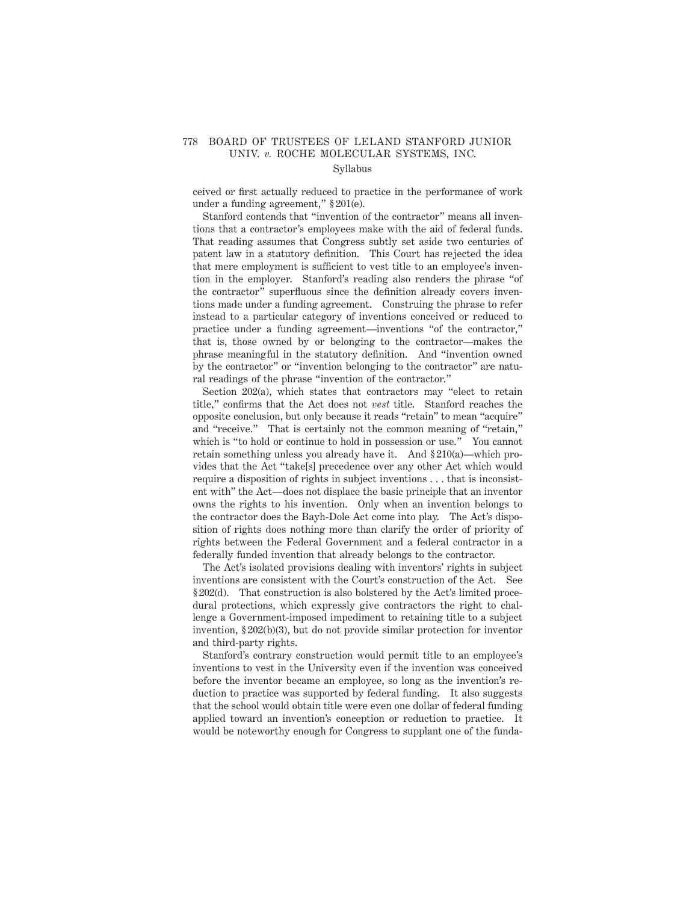ceived or first actually reduced to practice in the performance of work under a funding agreement," § 201(e).

Stanford contends that "invention of the contractor" means all inventions that a contractor's employees make with the aid of federal funds. That reading assumes that Congress subtly set aside two centuries of patent law in a statutory definition. This Court has rejected the idea that mere employment is sufficient to vest title to an employee's invention in the employer. Stanford's reading also renders the phrase "of the contractor" superfluous since the definition already covers inventions made under a funding agreement. Construing the phrase to refer instead to a particular category of inventions conceived or reduced to practice under a funding agreement—inventions "of the contractor," that is, those owned by or belonging to the contractor—makes the phrase meaningful in the statutory definition. And "invention owned by the contractor" or "invention belonging to the contractor" are natural readings of the phrase "invention of the contractor."

Section 202(a), which states that contractors may "elect to retain title," confirms that the Act does not *vest* title. Stanford reaches the opposite conclusion, but only because it reads "retain" to mean "acquire" and "receive." That is certainly not the common meaning of "retain," which is "to hold or continue to hold in possession or use." You cannot retain something unless you already have it. And § 210(a)—which provides that the Act "take[s] precedence over any other Act which would require a disposition of rights in subject inventions . . . that is inconsistent with" the Act—does not displace the basic principle that an inventor owns the rights to his invention. Only when an invention belongs to the contractor does the Bayh-Dole Act come into play. The Act's disposition of rights does nothing more than clarify the order of priority of rights between the Federal Government and a federal contractor in a federally funded invention that already belongs to the contractor.

The Act's isolated provisions dealing with inventors' rights in subject inventions are consistent with the Court's construction of the Act. See § 202(d). That construction is also bolstered by the Act's limited procedural protections, which expressly give contractors the right to challenge a Government-imposed impediment to retaining title to a subject invention, § 202(b)(3), but do not provide similar protection for inventor and third-party rights.

Stanford's contrary construction would permit title to an employee's inventions to vest in the University even if the invention was conceived before the inventor became an employee, so long as the invention's reduction to practice was supported by federal funding. It also suggests that the school would obtain title were even one dollar of federal funding applied toward an invention's conception or reduction to practice. It would be noteworthy enough for Congress to supplant one of the funda-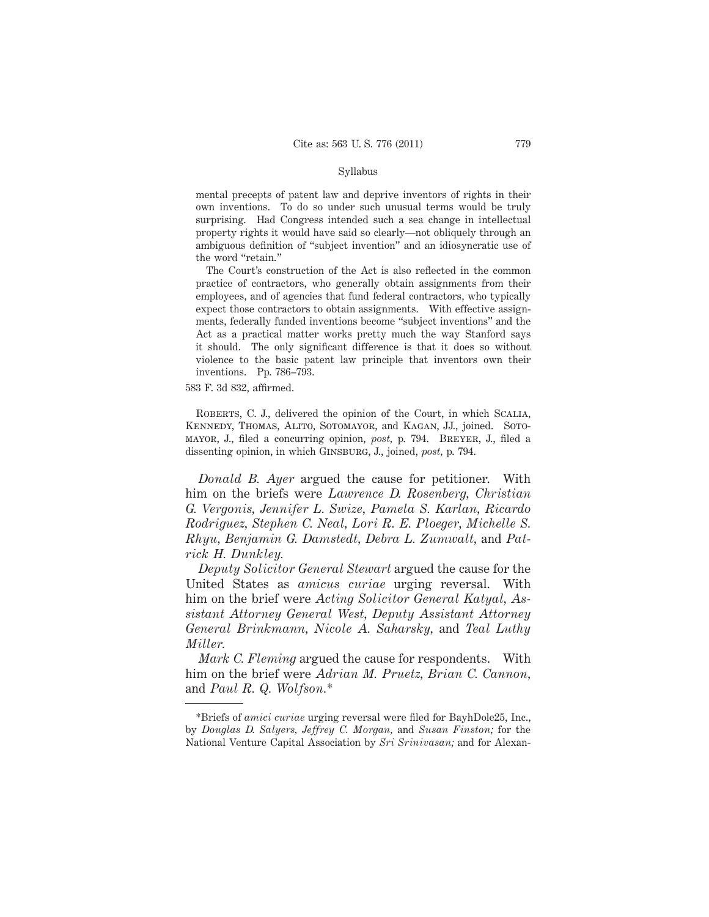mental precepts of patent law and deprive inventors of rights in their own inventions. To do so under such unusual terms would be truly surprising. Had Congress intended such a sea change in intellectual property rights it would have said so clearly—not obliquely through an ambiguous definition of "subject invention" and an idiosyncratic use of the word "retain."

The Court's construction of the Act is also reflected in the common practice of contractors, who generally obtain assignments from their employees, and of agencies that fund federal contractors, who typically expect those contractors to obtain assignments. With effective assignments, federally funded inventions become "subject inventions" and the Act as a practical matter works pretty much the way Stanford says it should. The only significant difference is that it does so without violence to the basic patent law principle that inventors own their inventions. Pp. 786–793.

583 F. 3d 832, affirmed.

Roberts, C. J., delivered the opinion of the Court, in which Scalia, Kennedy, Thomas, Alito, Sotomayor, and Kagan, JJ., joined. Sotomayor, J., filed a concurring opinion, *post*, p. 794. Breyer, J., filed a dissenting opinion, in which Ginsburg, J., joined, *post*, p. 794.

*Donald B. Ayer* argued the cause for petitioner. With him on the briefs were *Lawrence D. Rosenberg, Christian G. Vergonis, Jennifer L. Swize, Pamela S. Karlan, Ricardo Rodriguez, Stephen C. Neal, Lori R. E. Ploeger, Michelle S. Rhyu, Benjamin G. Damstedt, Debra L. Zumwalt,* and *Patrick H. Dunkley.*

*Deputy Solicitor General Stewart* argued the cause for the United States as *amicus curiae* urging reversal. With him on the brief were *Acting Solicitor General Katyal, Assistant Attorney General West, Deputy Assistant Attorney General Brinkmann, Nicole A. Saharsky,* and *Teal Luthy Miller.*

*Mark C. Fleming* argued the cause for respondents. With him on the brief were *Adrian M. Pruetz, Brian C. Cannon,* and *Paul R. Q. Wolfson.*\*

\*Briefs of *amici curiae* urging reversal were filed for BayhDole25, Inc., by *Douglas D. Salyers, Jeffrey C. Morgan,* and *Susan Finston;* for the National Venture Capital Association by *Sri Srinivasan;* and for Alexan-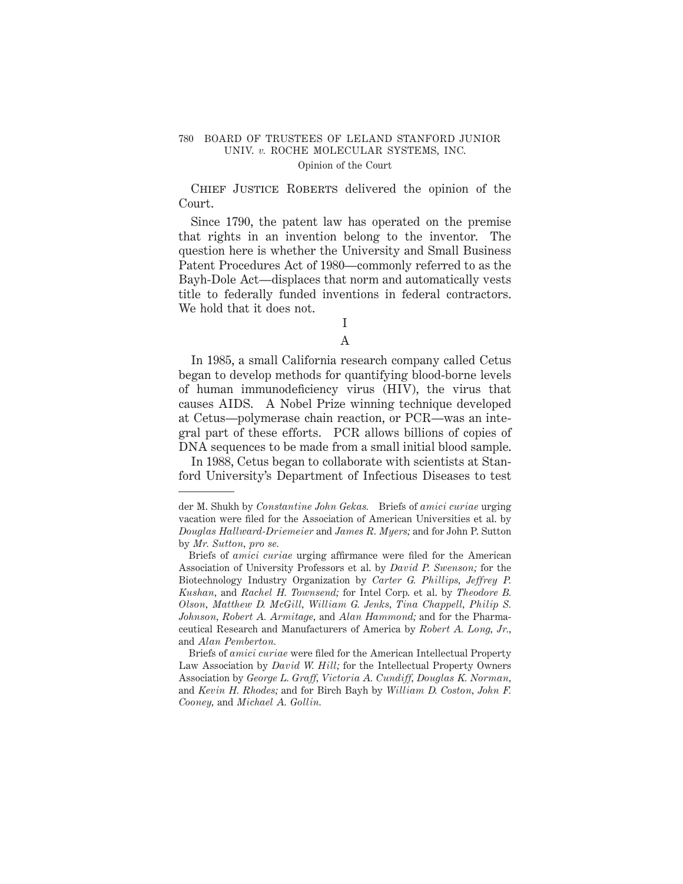Chief Justice Roberts delivered the opinion of the Court.

Since 1790, the patent law has operated on the premise that rights in an invention belong to the inventor. The question here is whether the University and Small Business Patent Procedures Act of 1980—commonly referred to as the Bayh-Dole Act—displaces that norm and automatically vests title to federally funded inventions in federal contractors. We hold that it does not.

## I

### A

In 1985, a small California research company called Cetus began to develop methods for quantifying blood-borne levels of human immunodeficiency virus (HIV), the virus that causes AIDS. A Nobel Prize winning technique developed at Cetus—polymerase chain reaction, or PCR—was an integral part of these efforts. PCR allows billions of copies of DNA sequences to be made from a small initial blood sample.

In 1988, Cetus began to collaborate with scientists at Stanford University's Department of Infectious Diseases to test

---

der M. Shukh by *Constantine John Gekas*. Briefs of *amici curiae* urging vacation were filed for the Association of American Universities et al. by *Douglas Hallward-Driemeier* and *James R. Myers;* and for John P. Sutton by *Mr. Sutton, pro se*.

Briefs of *amici curiae* urging affirmance were filed for the American Association of University Professors et al. by *David P. Swenson;* for the Biotechnology Industry Organization by *Carter G. Phillips, Jeffrey P. Kushan*, and *Rachel H. Townsend;* for Intel Corp. et al. by *Theodore B. Olson, Matthew D. McGill, William G. Jenks, Tina Chappell, Philip S. Johnson, Robert A. Armitage*, and *Alan Hammond;* and for the Pharmaceutical Research and Manufacturers of America by *Robert A. Long, Jr.*, and *Alan Pemberton*.

Briefs of *amici curiae* were filed for the American Intellectual Property Law Association by *David W. Hill;* for the Intellectual Property Owners Association by *George L. Graff, Victoria A. Cundiff, Douglas K. Norman*, and *Kevin H. Rhodes;* and for Birch Bayh by *William D. Coston, John F. Cooney*, and *Michael A. Gollin*.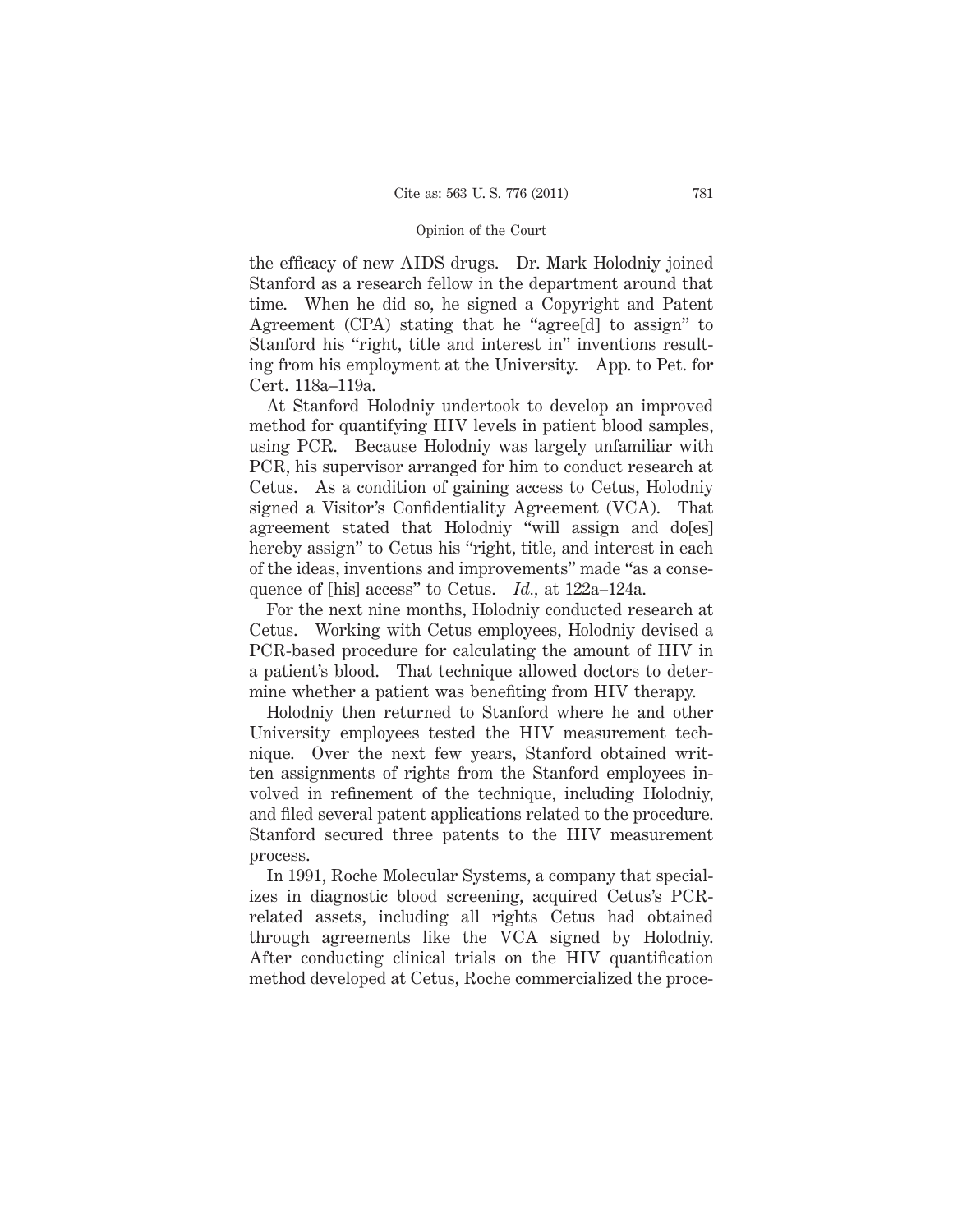the efficacy of new AIDS drugs. Dr. Mark Holodniy joined Stanford as a research fellow in the department around that time. When he did so, he signed a Copyright and Patent Agreement (CPA) stating that he "agree[d] to assign" to Stanford his "right, title and interest in" inventions resulting from his employment at the University. App. to Pet. for Cert. 118a–119a.

At Stanford Holodniy undertook to develop an improved method for quantifying HIV levels in patient blood samples, using PCR. Because Holodniy was largely unfamiliar with PCR, his supervisor arranged for him to conduct research at Cetus. As a condition of gaining access to Cetus, Holodniy signed a Visitor's Confidentiality Agreement (VCA). That agreement stated that Holodniy "will assign and do[es] hereby assign" to Cetus his "right, title, and interest in each of the ideas, inventions and improvements" made "as a consequence of [his] access" to Cetus. *Id.*, at 122a–124a.

For the next nine months, Holodniy conducted research at Cetus. Working with Cetus employees, Holodniy devised a PCR-based procedure for calculating the amount of HIV in a patient's blood. That technique allowed doctors to determine whether a patient was benefiting from HIV therapy.

Holodniy then returned to Stanford where he and other University employees tested the HIV measurement technique. Over the next few years, Stanford obtained written assignments of rights from the Stanford employees involved in refinement of the technique, including Holodniy, and filed several patent applications related to the procedure. Stanford secured three patents to the HIV measurement process.

In 1991, Roche Molecular Systems, a company that specializes in diagnostic blood screening, acquired Cetus's PCR-related assets, including all rights Cetus had obtained through agreements like the VCA signed by Holodniy. After conducting clinical trials on the HIV quantification method developed at Cetus, Roche commercialized the proce-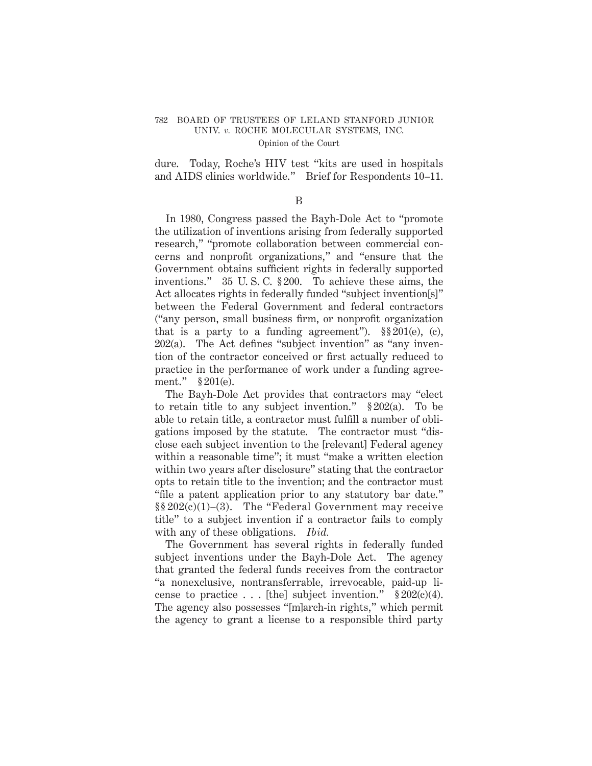dure. Today, Roche's HIV test "kits are used in hospitals and AIDS clinics worldwide." Brief for Respondents 10–11.

B

In 1980, Congress passed the Bayh-Dole Act to "promote the utilization of inventions arising from federally supported research," "promote collaboration between commercial concerns and nonprofit organizations," and "ensure that the Government obtains sufficient rights in federally supported inventions." 35 U. S. C. § 200. To achieve these aims, the Act allocates rights in federally funded "subject invention[s]" between the Federal Government and federal contractors ("any person, small business firm, or nonprofit organization that is a party to a funding agreement"). §§ 201(e), (c), 202(a). The Act defines "subject invention" as "any invention of the contractor conceived or first actually reduced to practice in the performance of work under a funding agreement." § 201(e).

The Bayh-Dole Act provides that contractors may "elect to retain title to any subject invention." § 202(a). To be able to retain title, a contractor must fulfill a number of obligations imposed by the statute. The contractor must "disclose each subject invention to the [relevant] Federal agency within a reasonable time"; it must "make a written election within two years after disclosure" stating that the contractor opts to retain title to the invention; and the contractor must "file a patent application prior to any statutory bar date." §§ 202(c)(1)–(3). The "Federal Government may receive title" to a subject invention if a contractor fails to comply with any of these obligations. *Ibid.*

The Government has several rights in federally funded subject inventions under the Bayh-Dole Act. The agency that granted the federal funds receives from the contractor "a nonexclusive, nontransferrable, irrevocable, paid-up license to practice . . . [the] subject invention." § 202(c)(4). The agency also possesses "[m]arch-in rights," which permit the agency to grant a license to a responsible third party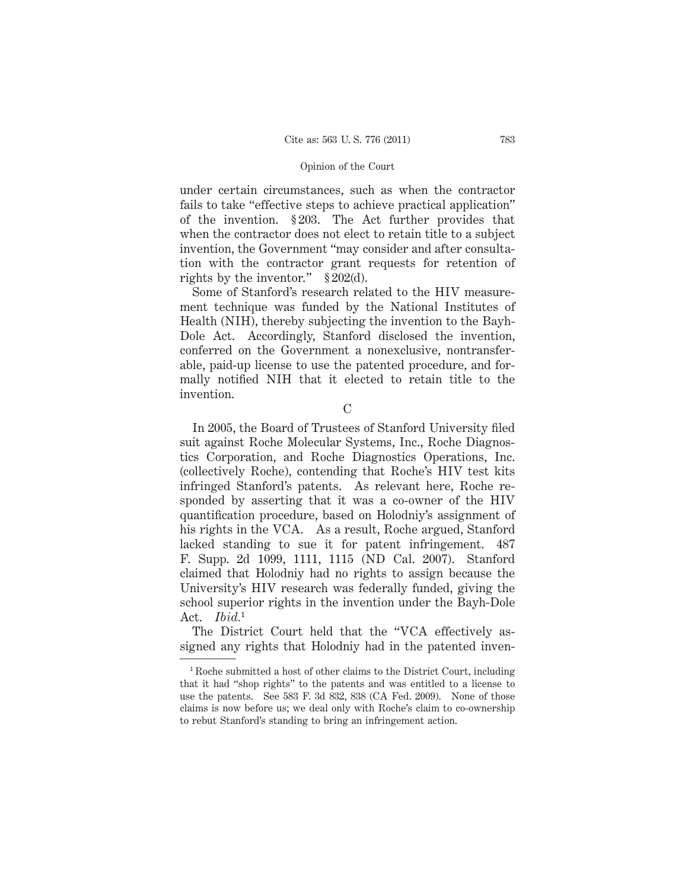under certain circumstances, such as when the contractor fails to take "effective steps to achieve practical application" of the invention. § 203. The Act further provides that when the contractor does not elect to retain title to a subject invention, the Government "may consider and after consultation with the contractor grant requests for retention of rights by the inventor." § 202(d).

Some of Stanford's research related to the HIV measurement technique was funded by the National Institutes of Health (NIH), thereby subjecting the invention to the Bayh-Dole Act. Accordingly, Stanford disclosed the invention, conferred on the Government a nonexclusive, nontransferable, paid-up license to use the patented procedure, and formally notified NIH that it elected to retain title to the invention.

C

In 2005, the Board of Trustees of Stanford University filed suit against Roche Molecular Systems, Inc., Roche Diagnostics Corporation, and Roche Diagnostics Operations, Inc. (collectively Roche), contending that Roche's HIV test kits infringed Stanford's patents. As relevant here, Roche responded by asserting that it was a co-owner of the HIV quantification procedure, based on Holodniy's assignment of his rights in the VCA. As a result, Roche argued, Stanford lacked standing to sue it for patent infringement. 487 F. Supp. 2d 1099, 1111, 1115 (ND Cal. 2007). Stanford claimed that Holodniy had no rights to assign because the University's HIV research was federally funded, giving the school superior rights in the invention under the Bayh-Dole Act. *Ibid.*[1]

The District Court held that the "VCA effectively assigned any rights that Holodniy had in the patented inven-

[1] Roche submitted a host of other claims to the District Court, including that it had "shop rights" to the patents and was entitled to a license to use the patents. See 583 F. 3d 832, 838 (CA Fed. 2009). None of those claims is now before us; we deal only with Roche's claim to co-ownership to rebut Stanford's standing to bring an infringement action.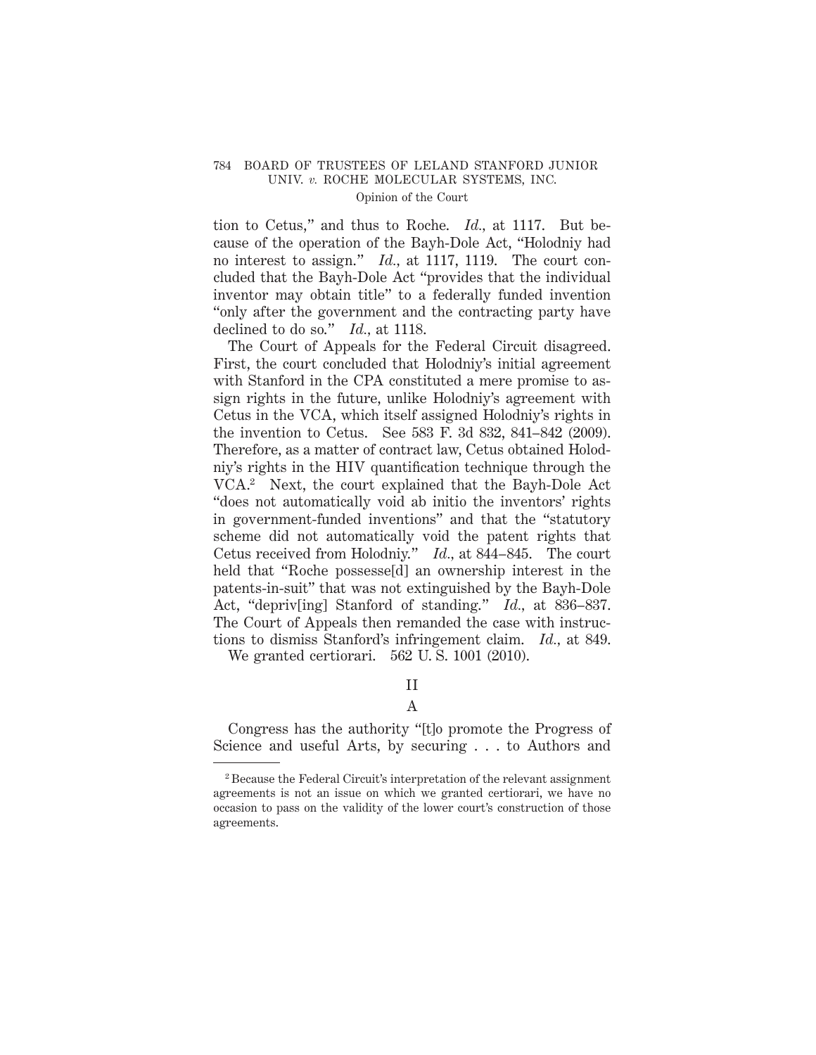tion to Cetus," and thus to Roche. *Id.*, at 1117. But because of the operation of the Bayh-Dole Act, "Holodniy had no interest to assign." *Id.*, at 1117, 1119. The court concluded that the Bayh-Dole Act "provides that the individual inventor may obtain title" to a federally funded invention "only after the government and the contracting party have declined to do so." *Id.*, at 1118.

The Court of Appeals for the Federal Circuit disagreed. First, the court concluded that Holodniy's initial agreement with Stanford in the CPA constituted a mere promise to assign rights in the future, unlike Holodniy's agreement with Cetus in the VCA, which itself assigned Holodniy's rights in the invention to Cetus. See 583 F. 3d 832, 841–842 (2009). Therefore, as a matter of contract law, Cetus obtained Holodniy's rights in the HIV quantification technique through the VCA.[2] Next, the court explained that the Bayh-Dole Act "does not automatically void ab initio the inventors' rights in government-funded inventions" and that the "statutory scheme did not automatically void the patent rights that Cetus received from Holodniy." *Id.*, at 844–845. The court held that "Roche possesse[d] an ownership interest in the patents-in-suit" that was not extinguished by the Bayh-Dole Act, "depriv[ing] Stanford of standing." *Id.*, at 836–837. The Court of Appeals then remanded the case with instructions to dismiss Stanford's infringement claim. *Id.*, at 849.

We granted certiorari. 562 U. S. 1001 (2010).

## II

### A

Congress has the authority "[t]o promote the Progress of Science and useful Arts, by securing . . . to Authors and

---

[2] Because the Federal Circuit's interpretation of the relevant assignment agreements is not an issue on which we granted certiorari, we have no occasion to pass on the validity of the lower court's construction of those agreements.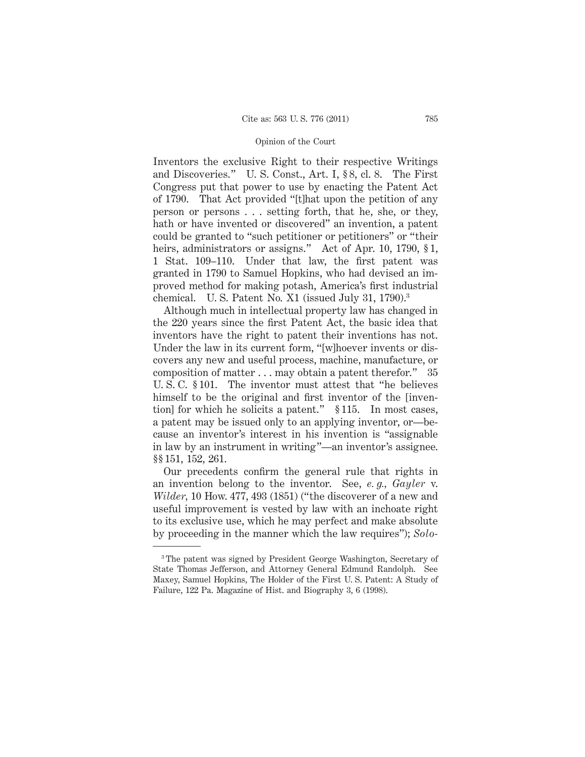Inventors the exclusive Right to their respective Writings and Discoveries." U. S. Const., Art. I, § 8, cl. 8. The First Congress put that power to use by enacting the Patent Act of 1790. That Act provided "[t]hat upon the petition of any person or persons . . . setting forth, that he, she, or they, hath or have invented or discovered" an invention, a patent could be granted to "such petitioner or petitioners" or "their heirs, administrators or assigns." Act of Apr. 10, 1790, § 1, 1 Stat. 109–110. Under that law, the first patent was granted in 1790 to Samuel Hopkins, who had devised an improved method for making potash, America's first industrial chemical. U. S. Patent No. X1 (issued July 31, 1790).[3]

Although much in intellectual property law has changed in the 220 years since the first Patent Act, the basic idea that inventors have the right to patent their inventions has not. Under the law in its current form, "[w]hoever invents or discovers any new and useful process, machine, manufacture, or composition of matter . . . may obtain a patent therefor." 35 U. S. C. § 101. The inventor must attest that "he believes himself to be the original and first inventor of the [invention] for which he solicits a patent." § 115. In most cases, a patent may be issued only to an applying inventor, or—because an inventor's interest in his invention is "assignable in law by an instrument in writing"—an inventor's assignee. §§ 151, 152, 261.

Our precedents confirm the general rule that rights in an invention belong to the inventor. See, *e. g., Gayler* v. *Wilder*, 10 How. 477, 493 (1851) ("the discoverer of a new and useful improvement is vested by law with an inchoate right to its exclusive use, which he may perfect and make absolute by proceeding in the manner which the law requires"); *Solo-*

---

[3] The patent was signed by President George Washington, Secretary of State Thomas Jefferson, and Attorney General Edmund Randolph. See Maxey, Samuel Hopkins, The Holder of the First U. S. Patent: A Study of Failure, 122 Pa. Magazine of Hist. and Biography 3, 6 (1998).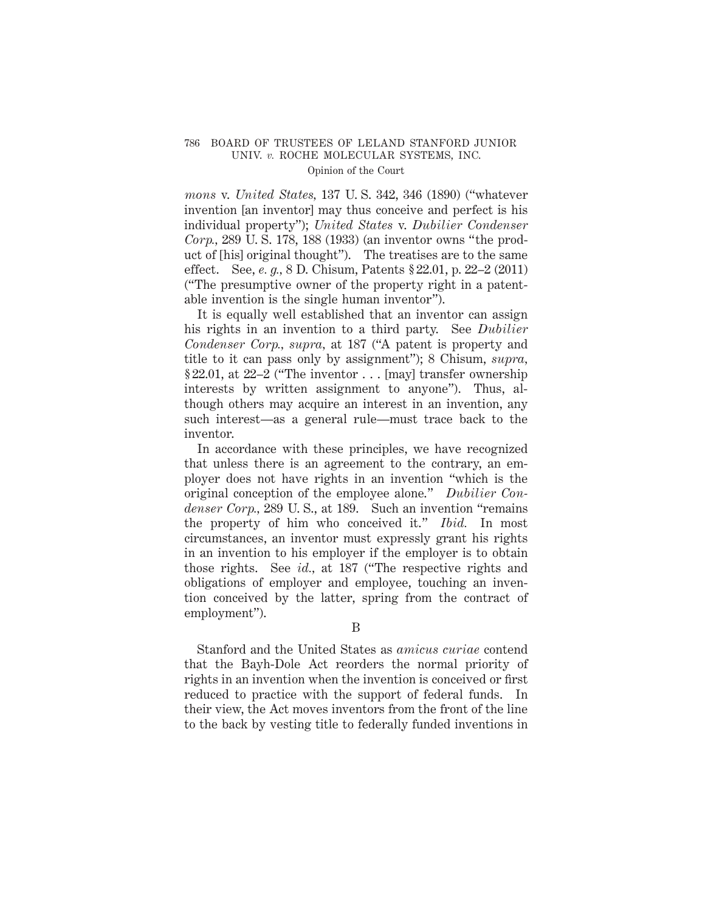*mons* v. *United States*, 137 U. S. 342, 346 (1890) ("whatever invention [an inventor] may thus conceive and perfect is his individual property"); *United States* v. *Dubilier Condenser Corp.*, 289 U. S. 178, 188 (1933) (an inventor owns "the product of [his] original thought"). The treatises are to the same effect. See, *e. g.*, 8 D. Chisum, Patents § 22.01, p. 22–2 (2011) ("The presumptive owner of the property right in a patentable invention is the single human inventor").

It is equally well established that an inventor can assign his rights in an invention to a third party. See *Dubilier Condenser Corp.*, *supra*, at 187 ("A patent is property and title to it can pass only by assignment"); 8 Chisum, *supra*, § 22.01, at 22–2 ("The inventor . . . [may] transfer ownership interests by written assignment to anyone"). Thus, although others may acquire an interest in an invention, any such interest—as a general rule—must trace back to the inventor.

In accordance with these principles, we have recognized that unless there is an agreement to the contrary, an employer does not have rights in an invention "which is the original conception of the employee alone." *Dubilier Condenser Corp.*, 289 U. S., at 189. Such an invention "remains the property of him who conceived it." *Ibid.* In most circumstances, an inventor must expressly grant his rights in an invention to his employer if the employer is to obtain those rights. See *id.*, at 187 ("The respective rights and obligations of employer and employee, touching an invention conceived by the latter, spring from the contract of employment").

B

Stanford and the United States as *amicus curiae* contend that the Bayh-Dole Act reorders the normal priority of rights in an invention when the invention is conceived or first reduced to practice with the support of federal funds. In their view, the Act moves inventors from the front of the line to the back by vesting title to federally funded inventions in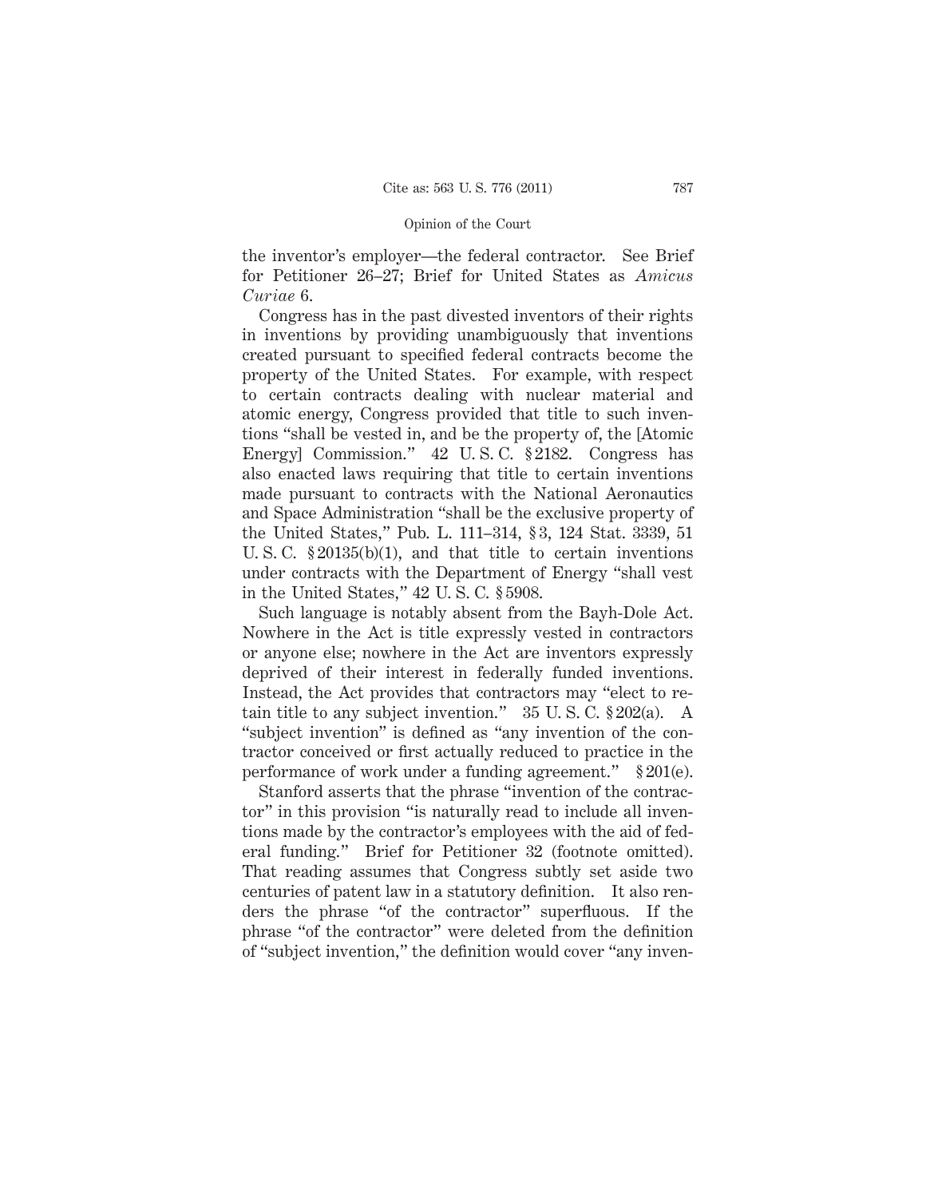the inventor's employer—the federal contractor. See Brief for Petitioner 26–27; Brief for United States as *Amicus Curiae* 6.

Congress has in the past divested inventors of their rights in inventions by providing unambiguously that inventions created pursuant to specified federal contracts become the property of the United States. For example, with respect to certain contracts dealing with nuclear material and atomic energy, Congress provided that title to such inventions "shall be vested in, and be the property of, the [Atomic Energy] Commission." 42 U. S. C. § 2182. Congress has also enacted laws requiring that title to certain inventions made pursuant to contracts with the National Aeronautics and Space Administration "shall be the exclusive property of the United States," Pub. L. 111–314, § 3, 124 Stat. 3339, 51 U. S. C. § 20135(b)(1), and that title to certain inventions under contracts with the Department of Energy "shall vest in the United States," 42 U. S. C. § 5908.

Such language is notably absent from the Bayh-Dole Act. Nowhere in the Act is title expressly vested in contractors or anyone else; nowhere in the Act are inventors expressly deprived of their interest in federally funded inventions. Instead, the Act provides that contractors may "elect to retain title to any subject invention." 35 U. S. C. § 202(a). A "subject invention" is defined as "any invention of the contractor conceived or first actually reduced to practice in the performance of work under a funding agreement." § 201(e).

Stanford asserts that the phrase "invention of the contractor" in this provision "is naturally read to include all inventions made by the contractor's employees with the aid of federal funding." Brief for Petitioner 32 (footnote omitted). That reading assumes that Congress subtly set aside two centuries of patent law in a statutory definition. It also renders the phrase "of the contractor" superfluous. If the phrase "of the contractor" were deleted from the definition of "subject invention," the definition would cover "any inven-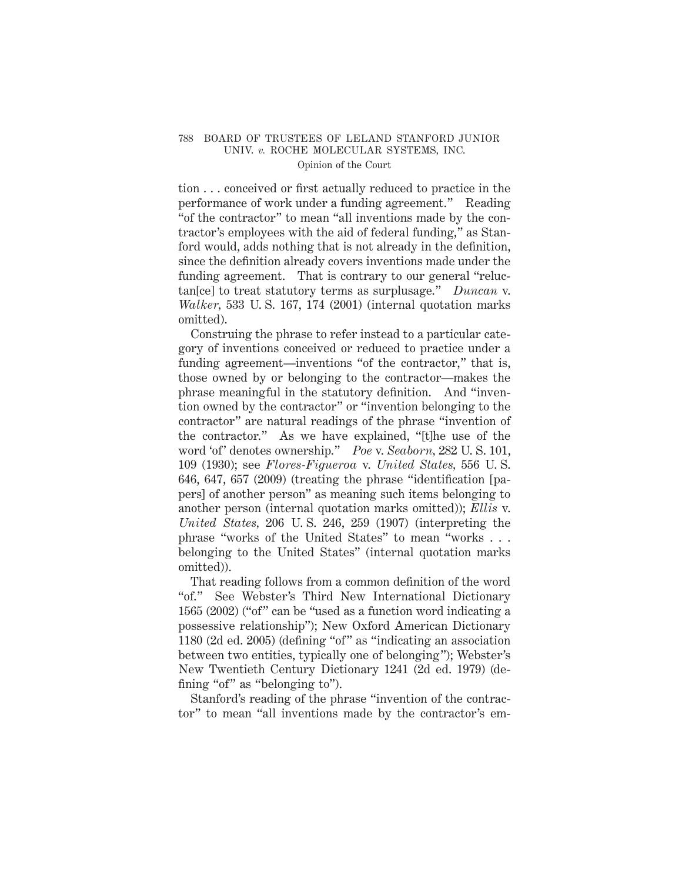tion . . . conceived or first actually reduced to practice in the performance of work under a funding agreement." Reading "of the contractor" to mean "all inventions made by the contractor's employees with the aid of federal funding," as Stanford would, adds nothing that is not already in the definition, since the definition already covers inventions made under the funding agreement. That is contrary to our general "reluctan[ce] to treat statutory terms as surplusage." *Duncan* v. *Walker*, 533 U. S. 167, 174 (2001) (internal quotation marks omitted).

Construing the phrase to refer instead to a particular category of inventions conceived or reduced to practice under a funding agreement—inventions "of the contractor," that is, those owned by or belonging to the contractor—makes the phrase meaningful in the statutory definition. And "invention owned by the contractor" or "invention belonging to the contractor" are natural readings of the phrase "invention of the contractor." As we have explained, "[t]he use of the word 'of' denotes ownership." *Poe* v. *Seaborn*, 282 U. S. 101, 109 (1930); see *Flores-Figueroa* v. *United States*, 556 U. S. 646, 647, 657 (2009) (treating the phrase "identification [papers] of another person" as meaning such items belonging to another person (internal quotation marks omitted)); *Ellis* v. *United States*, 206 U. S. 246, 259 (1907) (interpreting the phrase "works of the United States" to mean "works . . . belonging to the United States" (internal quotation marks omitted)).

That reading follows from a common definition of the word "of." See Webster's Third New International Dictionary 1565 (2002) ("of" can be "used as a function word indicating a possessive relationship"); New Oxford American Dictionary 1180 (2d ed. 2005) (defining "of" as "indicating an association between two entities, typically one of belonging"); Webster's New Twentieth Century Dictionary 1241 (2d ed. 1979) (defining "of" as "belonging to").

Stanford's reading of the phrase "invention of the contractor" to mean "all inventions made by the contractor's em-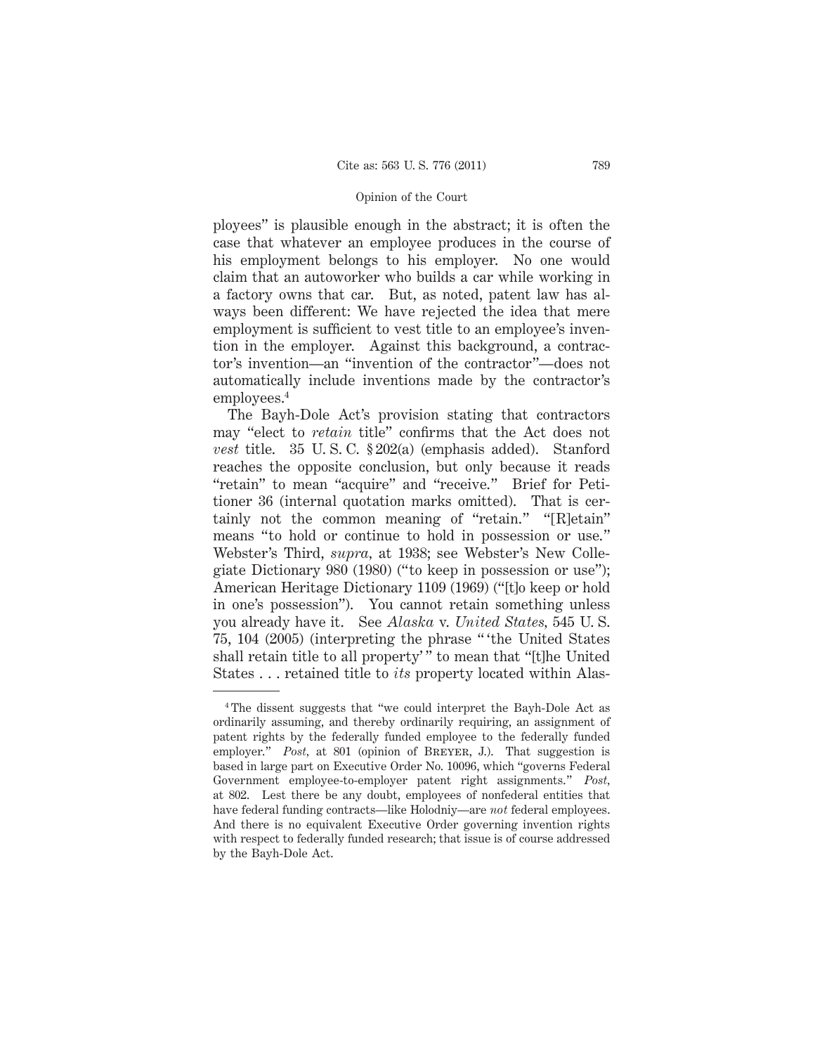ployees" is plausible enough in the abstract; it is often the case that whatever an employee produces in the course of his employment belongs to his employer. No one would claim that an autoworker who builds a car while working in a factory owns that car. But, as noted, patent law has always been different: We have rejected the idea that mere employment is sufficient to vest title to an employee's invention in the employer. Against this background, a contractor's invention—an "invention of the contractor"—does not automatically include inventions made by the contractor's employees.[4]

The Bayh-Dole Act's provision stating that contractors may "elect to *retain* title" confirms that the Act does not *vest* title. 35 U. S. C. § 202(a) (emphasis added). Stanford reaches the opposite conclusion, but only because it reads "retain" to mean "acquire" and "receive." Brief for Petitioner 36 (internal quotation marks omitted). That is certainly not the common meaning of "retain." "[R]etain" means "to hold or continue to hold in possession or use." Webster's Third, *supra*, at 1938; see Webster's New Collegiate Dictionary 980 (1980) ("to keep in possession or use"); American Heritage Dictionary 1109 (1969) ("[t]o keep or hold in one's possession"). You cannot retain something unless you already have it. See *Alaska* v. *United States*, 545 U. S. 75, 104 (2005) (interpreting the phrase " 'the United States shall retain title to all property' " to mean that "[t]he United States . . . retained title to *its* property located within Alas-

---

[4] The dissent suggests that "we could interpret the Bayh-Dole Act as ordinarily assuming, and thereby ordinarily requiring, an assignment of patent rights by the federally funded employee to the federally funded employer." *Post*, at 801 (opinion of BREYER, J.). That suggestion is based in large part on Executive Order No. 10096, which "governs Federal Government employee-to-employer patent right assignments." *Post*, at 802. Lest there be any doubt, employees of nonfederal entities that have federal funding contracts—like Holodniy—are *not* federal employees. And there is no equivalent Executive Order governing invention rights with respect to federally funded research; that issue is of course addressed by the Bayh-Dole Act.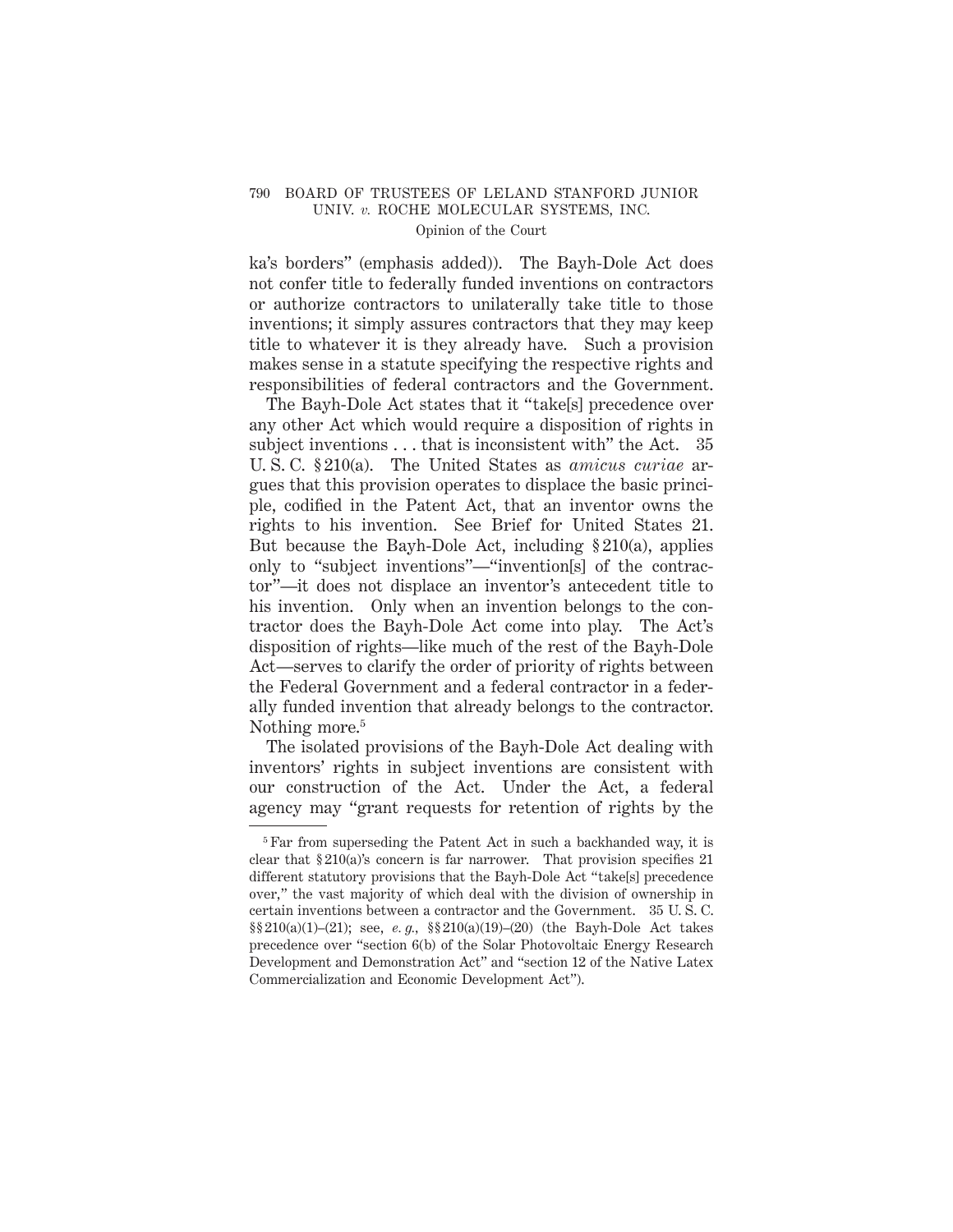ka's borders" (emphasis added)). The Bayh-Dole Act does not confer title to federally funded inventions on contractors or authorize contractors to unilaterally take title to those inventions; it simply assures contractors that they may keep title to whatever it is they already have. Such a provision makes sense in a statute specifying the respective rights and responsibilities of federal contractors and the Government.

The Bayh-Dole Act states that it "take[s] precedence over any other Act which would require a disposition of rights in subject inventions . . . that is inconsistent with" the Act. 35 U. S. C. § 210(a). The United States as *amicus curiae* argues that this provision operates to displace the basic principle, codified in the Patent Act, that an inventor owns the rights to his invention. See Brief for United States 21. But because the Bayh-Dole Act, including § 210(a), applies only to "subject inventions"—"invention[s] of the contractor"—it does not displace an inventor's antecedent title to his invention. Only when an invention belongs to the contractor does the Bayh-Dole Act come into play. The Act's disposition of rights—like much of the rest of the Bayh-Dole Act—serves to clarify the order of priority of rights between the Federal Government and a federal contractor in a federally funded invention that already belongs to the contractor. Nothing more.[5]

The isolated provisions of the Bayh-Dole Act dealing with inventors' rights in subject inventions are consistent with our construction of the Act. Under the Act, a federal agency may "grant requests for retention of rights by the

---

[5] Far from superseding the Patent Act in such a backhanded way, it is clear that § 210(a)'s concern is far narrower. That provision specifies 21 different statutory provisions that the Bayh-Dole Act "take[s] precedence over," the vast majority of which deal with the division of ownership in certain inventions between a contractor and the Government. 35 U. S. C. §§ 210(a)(1)–(21); see, *e. g.*, §§ 210(a)(19)–(20) (the Bayh-Dole Act takes precedence over "section 6(b) of the Solar Photovoltaic Energy Research Development and Demonstration Act" and "section 12 of the Native Latex Commercialization and Economic Development Act").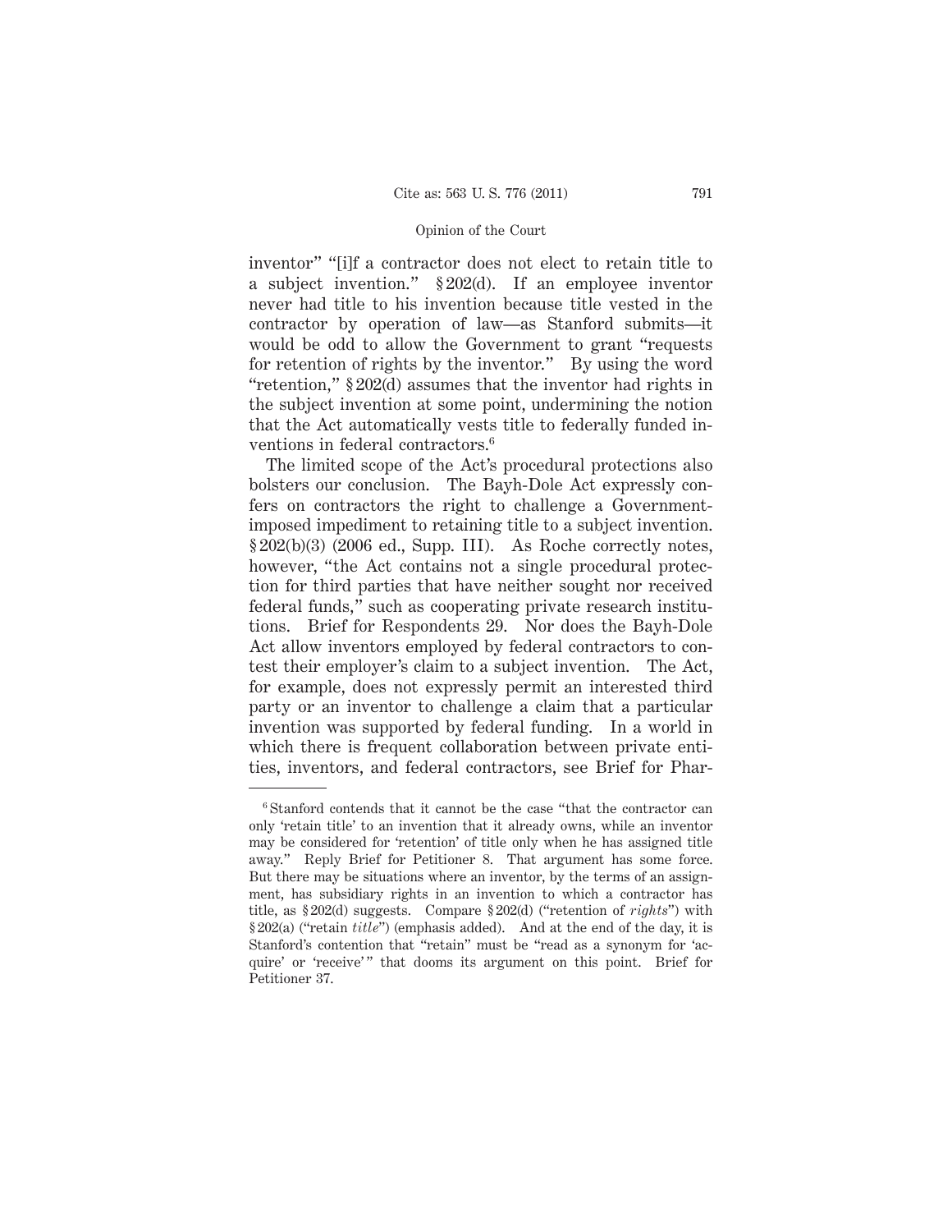inventor" "[i]f a contractor does not elect to retain title to a subject invention." § 202(d). If an employee inventor never had title to his invention because title vested in the contractor by operation of law—as Stanford submits—it would be odd to allow the Government to grant "requests for retention of rights by the inventor." By using the word "retention," § 202(d) assumes that the inventor had rights in the subject invention at some point, undermining the notion that the Act automatically vests title to federally funded inventions in federal contractors.[6]

The limited scope of the Act's procedural protections also bolsters our conclusion. The Bayh-Dole Act expressly confers on contractors the right to challenge a Government-imposed impediment to retaining title to a subject invention. § 202(b)(3) (2006 ed., Supp. III). As Roche correctly notes, however, "the Act contains not a single procedural protection for third parties that have neither sought nor received federal funds," such as cooperating private research institutions. Brief for Respondents 29. Nor does the Bayh-Dole Act allow inventors employed by federal contractors to contest their employer's claim to a subject invention. The Act, for example, does not expressly permit an interested third party or an inventor to challenge a claim that a particular invention was supported by federal funding. In a world in which there is frequent collaboration between private entities, inventors, and federal contractors, see Brief for Phar-

---

[6] Stanford contends that it cannot be the case "that the contractor can only 'retain title' to an invention that it already owns, while an inventor may be considered for 'retention' of title only when he has assigned title away." Reply Brief for Petitioner 8. That argument has some force. But there may be situations where an inventor, by the terms of an assignment, has subsidiary rights in an invention to which a contractor has title, as § 202(d) suggests. Compare § 202(d) ("retention of *rights*") with § 202(a) ("retain *title*") (emphasis added). And at the end of the day, it is Stanford's contention that "retain" must be "read as a synonym for 'acquire' or 'receive'" that dooms its argument on this point. Brief for Petitioner 37.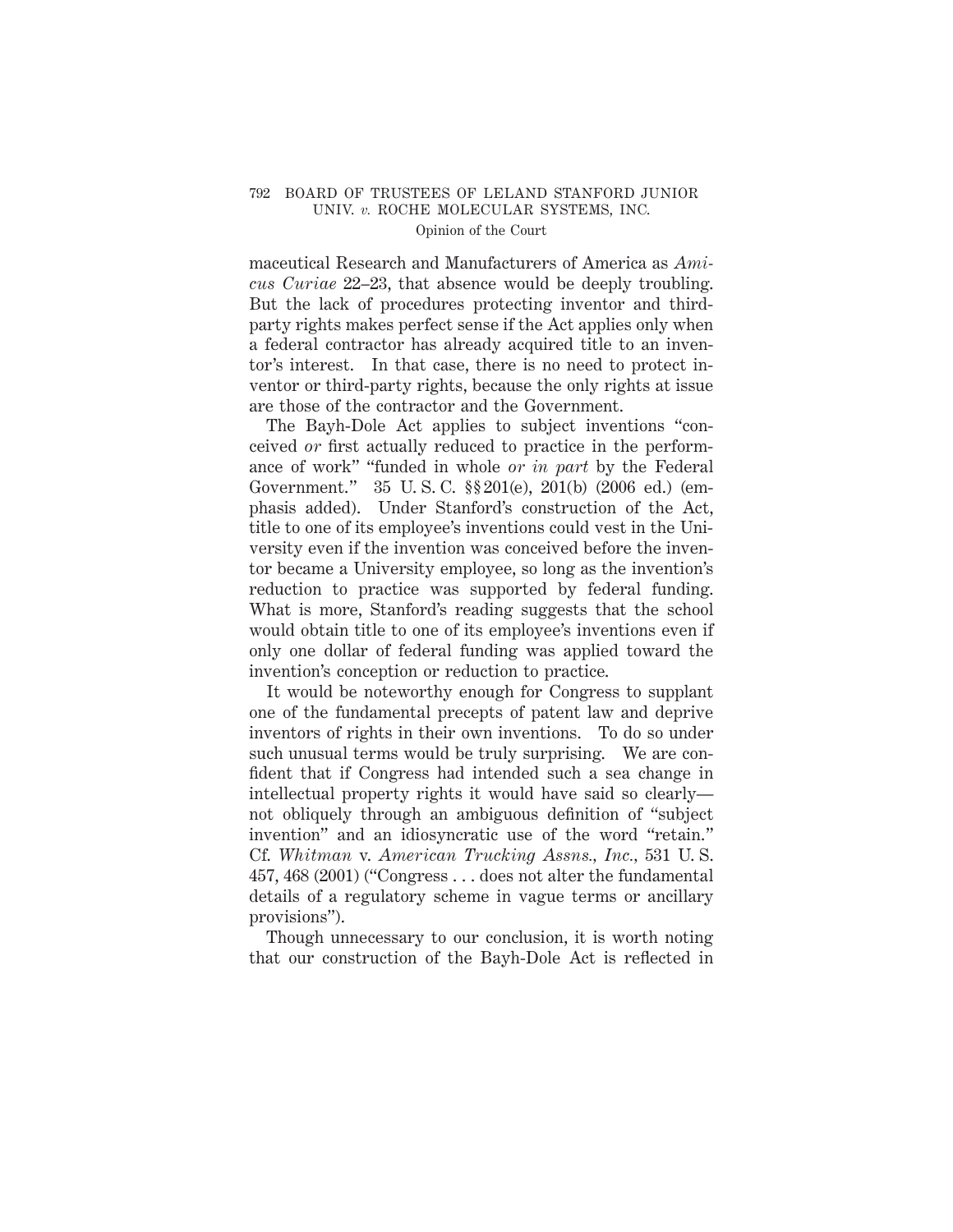maceutical Research and Manufacturers of America as *Amicus Curiae* 22–23, that absence would be deeply troubling. But the lack of procedures protecting inventor and third-party rights makes perfect sense if the Act applies only when a federal contractor has already acquired title to an inventor's interest. In that case, there is no need to protect inventor or third-party rights, because the only rights at issue are those of the contractor and the Government.

The Bayh-Dole Act applies to subject inventions "conceived *or* first actually reduced to practice in the performance of work" "funded in whole *or in part* by the Federal Government." 35 U. S. C. §§ 201(e), 201(b) (2006 ed.) (emphasis added). Under Stanford's construction of the Act, title to one of its employee's inventions could vest in the University even if the invention was conceived before the inventor became a University employee, so long as the invention's reduction to practice was supported by federal funding. What is more, Stanford's reading suggests that the school would obtain title to one of its employee's inventions even if only one dollar of federal funding was applied toward the invention's conception or reduction to practice.

It would be noteworthy enough for Congress to supplant one of the fundamental precepts of patent law and deprive inventors of rights in their own inventions. To do so under such unusual terms would be truly surprising. We are confident that if Congress had intended such a sea change in intellectual property rights it would have said so clearly—not obliquely through an ambiguous definition of "subject invention" and an idiosyncratic use of the word "retain." Cf. *Whitman* v. *American Trucking Assns., Inc.*, 531 U. S. 457, 468 (2001) ("Congress . . . does not alter the fundamental details of a regulatory scheme in vague terms or ancillary provisions").

Though unnecessary to our conclusion, it is worth noting that our construction of the Bayh-Dole Act is reflected in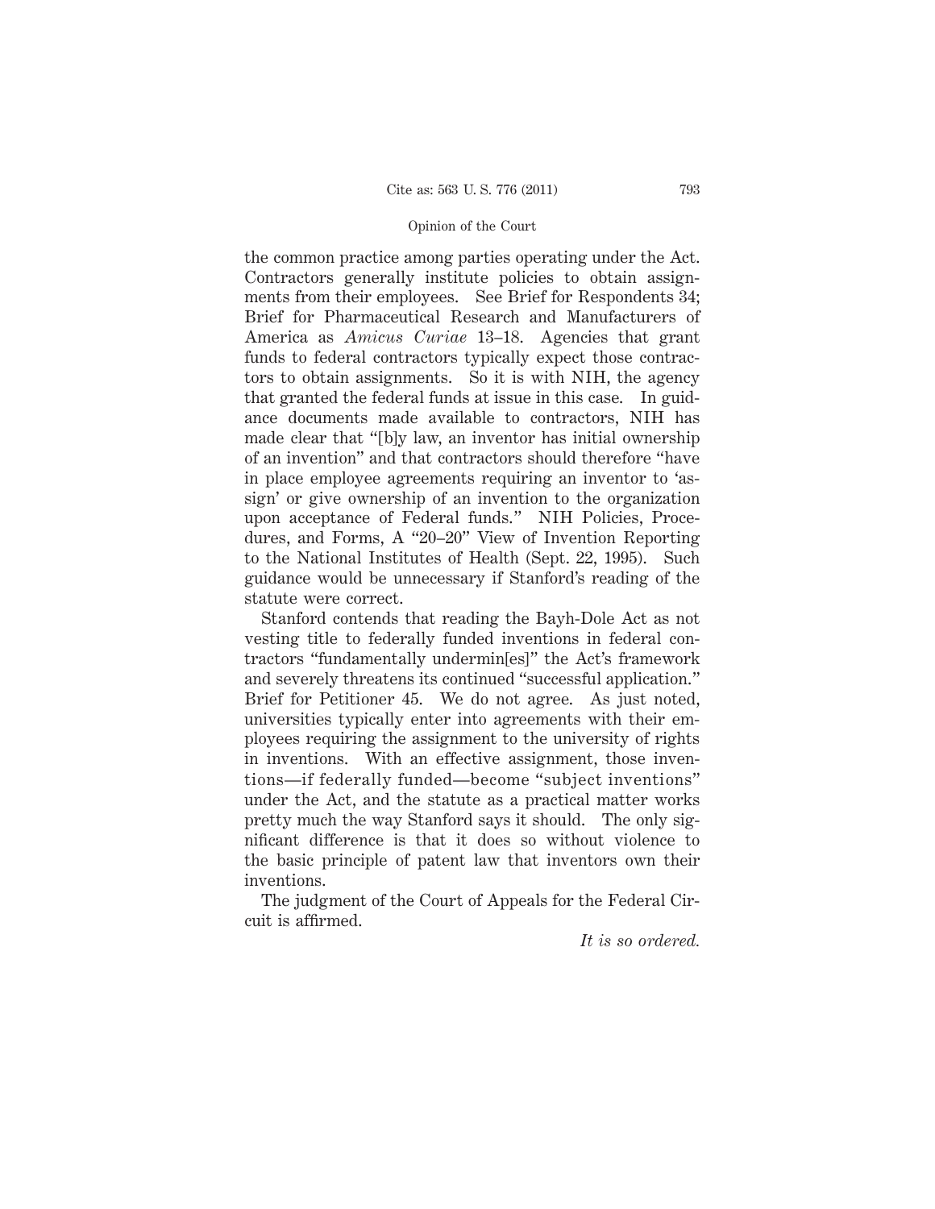the common practice among parties operating under the Act. Contractors generally institute policies to obtain assignments from their employees. See Brief for Respondents 34; Brief for Pharmaceutical Research and Manufacturers of America as *Amicus Curiae* 13–18. Agencies that grant funds to federal contractors typically expect those contractors to obtain assignments. So it is with NIH, the agency that granted the federal funds at issue in this case. In guidance documents made available to contractors, NIH has made clear that "[b]y law, an inventor has initial ownership of an invention" and that contractors should therefore "have in place employee agreements requiring an inventor to 'assign' or give ownership of an invention to the organization upon acceptance of Federal funds." NIH Policies, Procedures, and Forms, A "20–20" View of Invention Reporting to the National Institutes of Health (Sept. 22, 1995). Such guidance would be unnecessary if Stanford's reading of the statute were correct.

Stanford contends that reading the Bayh-Dole Act as not vesting title to federally funded inventions in federal contractors "fundamentally undermin[es]" the Act's framework and severely threatens its continued "successful application." Brief for Petitioner 45. We do not agree. As just noted, universities typically enter into agreements with their employees requiring the assignment to the university of rights in inventions. With an effective assignment, those inventions—if federally funded—become "subject inventions" under the Act, and the statute as a practical matter works pretty much the way Stanford says it should. The only significant difference is that it does so without violence to the basic principle of patent law that inventors own their inventions.

The judgment of the Court of Appeals for the Federal Circuit is affirmed.

*It is so ordered.*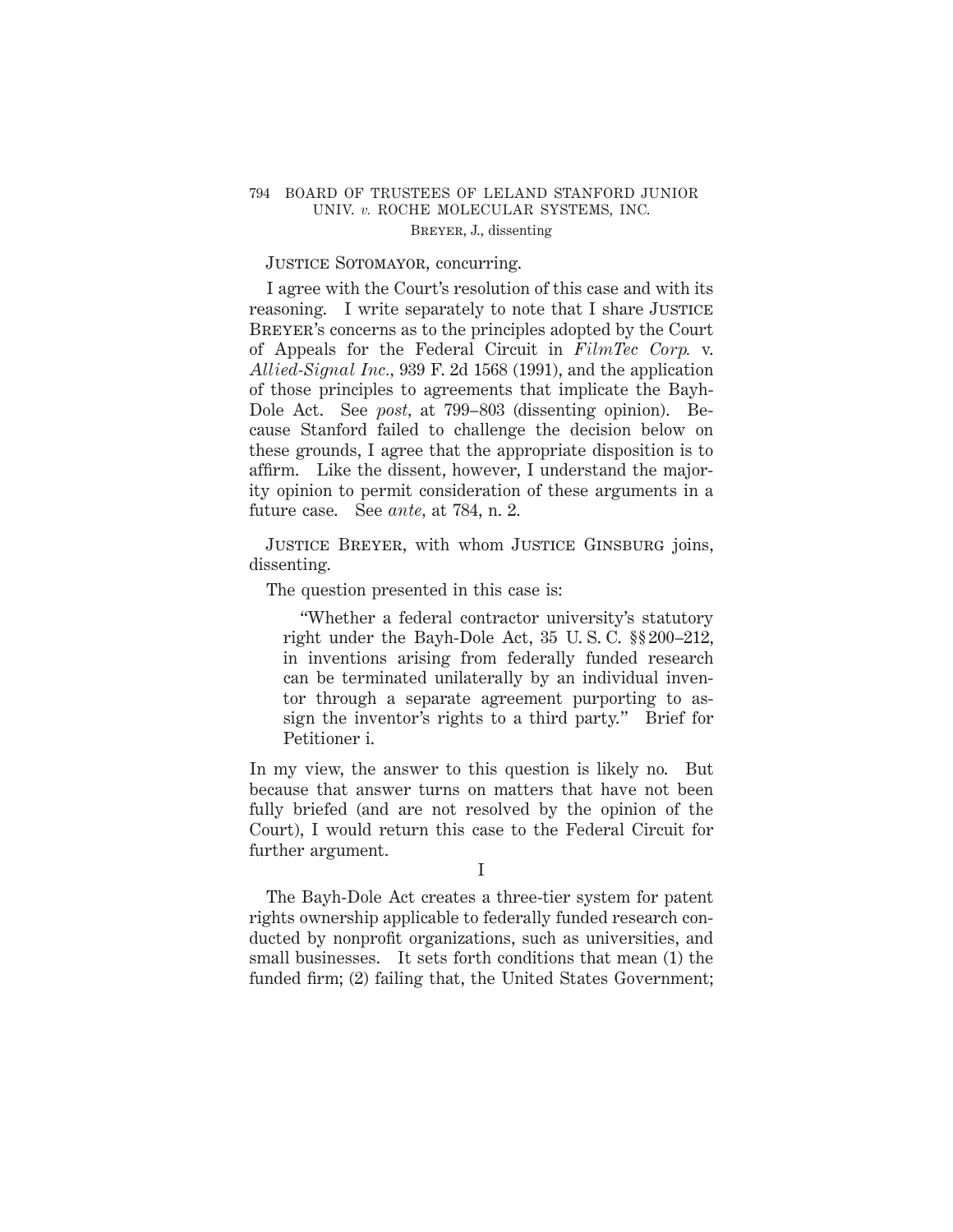JUSTICE SOTOMAYOR, concurring.

I agree with the Court's resolution of this case and with its reasoning. I write separately to note that I share JUSTICE BREYER's concerns as to the principles adopted by the Court of Appeals for the Federal Circuit in *FilmTec Corp.* v. *Allied-Signal Inc.*, 939 F. 2d 1568 (1991), and the application of those principles to agreements that implicate the Bayh-Dole Act. See *post*, at 799–803 (dissenting opinion). Because Stanford failed to challenge the decision below on these grounds, I agree that the appropriate disposition is to affirm. Like the dissent, however, I understand the majority opinion to permit consideration of these arguments in a future case. See *ante*, at 784, n. 2.

JUSTICE BREYER, with whom JUSTICE GINSBURG joins, dissenting.

The question presented in this case is:

> "Whether a federal contractor university's statutory right under the Bayh-Dole Act, 35 U. S. C. §§ 200–212, in inventions arising from federally funded research can be terminated unilaterally by an individual inventor through a separate agreement purporting to assign the inventor's rights to a third party." Brief for Petitioner i.

In my view, the answer to this question is likely no. But because that answer turns on matters that have not been fully briefed (and are not resolved by the opinion of the Court), I would return this case to the Federal Circuit for further argument.

I

The Bayh-Dole Act creates a three-tier system for patent rights ownership applicable to federally funded research conducted by nonprofit organizations, such as universities, and small businesses. It sets forth conditions that mean (1) the funded firm; (2) failing that, the United States Government;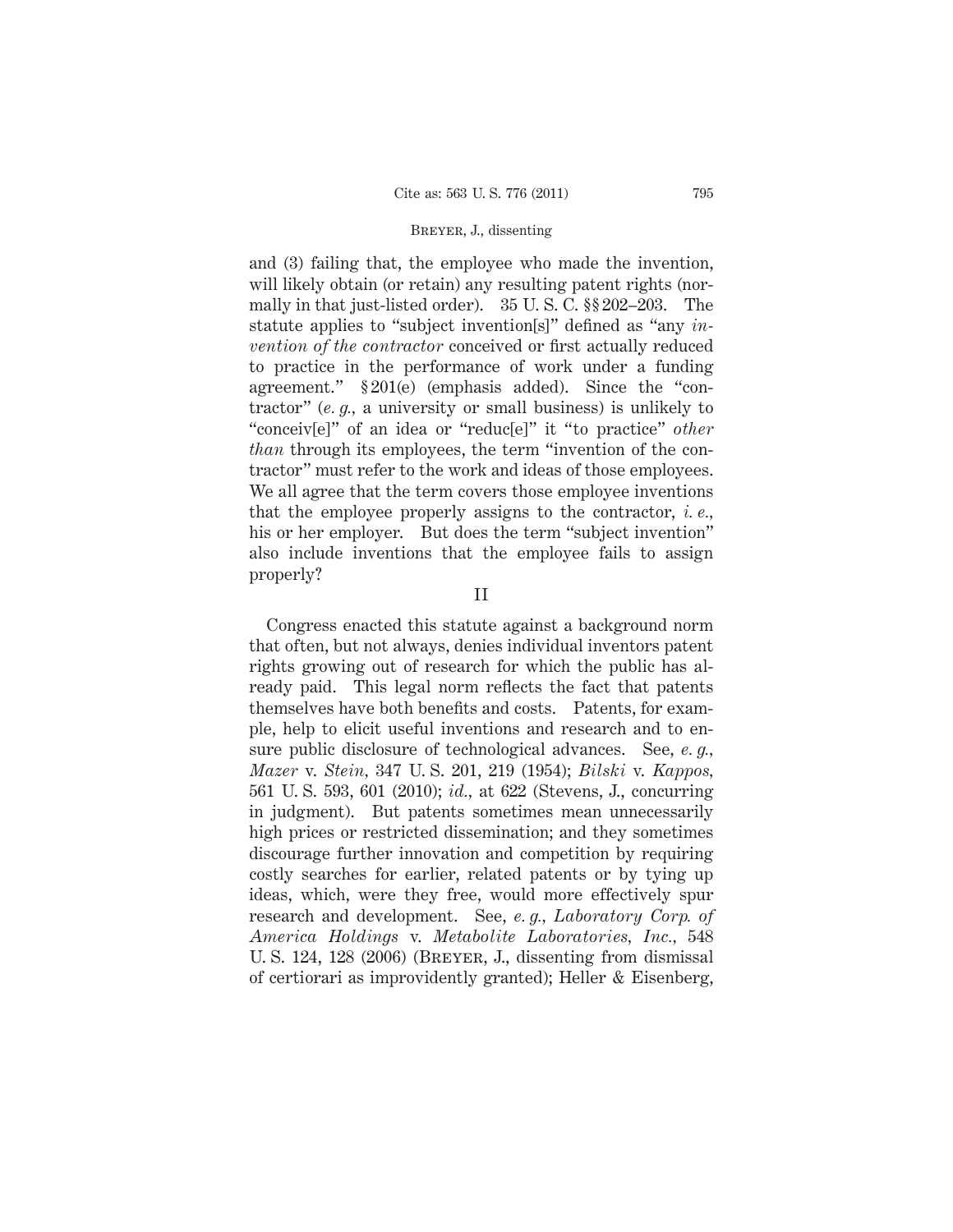and (3) failing that, the employee who made the invention, will likely obtain (or retain) any resulting patent rights (normally in that just-listed order). 35 U. S. C. §§ 202–203. The statute applies to "subject invention[s]" defined as "any *invention of the contractor* conceived or first actually reduced to practice in the performance of work under a funding agreement." § 201(e) (emphasis added). Since the "contractor" (*e. g.,* a university or small business) is unlikely to "conceiv[e]" of an idea or "reduc[e]" it "to practice" *other than* through its employees, the term "invention of the contractor" must refer to the work and ideas of those employees. We all agree that the term covers those employee inventions that the employee properly assigns to the contractor, *i. e.,* his or her employer. But does the term "subject invention" also include inventions that the employee fails to assign properly?

## II

Congress enacted this statute against a background norm that often, but not always, denies individual inventors patent rights growing out of research for which the public has already paid. This legal norm reflects the fact that patents themselves have both benefits and costs. Patents, for example, help to elicit useful inventions and research and to ensure public disclosure of technological advances. See, *e. g., Mazer* v. *Stein,* 347 U. S. 201, 219 (1954); *Bilski* v. *Kappos,* 561 U. S. 593, 601 (2010); *id.,* at 622 (Stevens, J., concurring in judgment). But patents sometimes mean unnecessarily high prices or restricted dissemination; and they sometimes discourage further innovation and competition by requiring costly searches for earlier, related patents or by tying up ideas, which, were they free, would more effectively spur research and development. See, *e. g., Laboratory Corp. of America Holdings* v. *Metabolite Laboratories, Inc.,* 548 U. S. 124, 128 (2006) (Breyer, J., dissenting from dismissal of certiorari as improvidently granted); Heller & Eisenberg,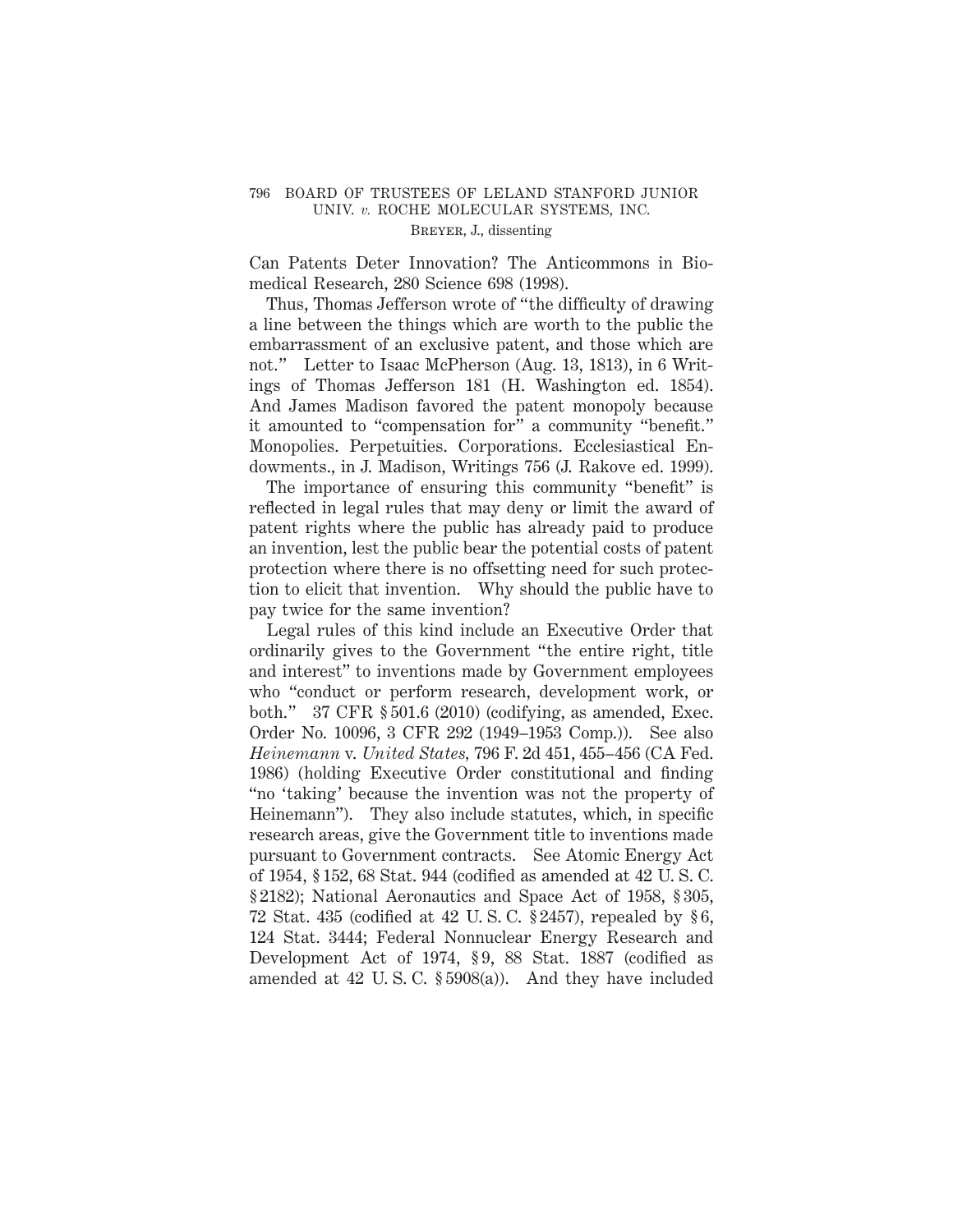Can Patents Deter Innovation? The Anticommons in Biomedical Research, 280 Science 698 (1998).

Thus, Thomas Jefferson wrote of "the difficulty of drawing a line between the things which are worth to the public the embarrassment of an exclusive patent, and those which are not." Letter to Isaac McPherson (Aug. 13, 1813), in 6 Writings of Thomas Jefferson 181 (H. Washington ed. 1854). And James Madison favored the patent monopoly because it amounted to "compensation for" a community "benefit." Monopolies. Perpetuities. Corporations. Ecclesiastical Endowments., in J. Madison, Writings 756 (J. Rakove ed. 1999).

The importance of ensuring this community "benefit" is reflected in legal rules that may deny or limit the award of patent rights where the public has already paid to produce an invention, lest the public bear the potential costs of patent protection where there is no offsetting need for such protection to elicit that invention. Why should the public have to pay twice for the same invention?

Legal rules of this kind include an Executive Order that ordinarily gives to the Government "the entire right, title and interest" to inventions made by Government employees who "conduct or perform research, development work, or both." 37 CFR § 501.6 (2010) (codifying, as amended, Exec. Order No. 10096, 3 CFR 292 (1949–1953 Comp.)). See also *Heinemann* v. *United States*, 796 F. 2d 451, 455–456 (CA Fed. 1986) (holding Executive Order constitutional and finding "no 'taking' because the invention was not the property of Heinemann"). They also include statutes, which, in specific research areas, give the Government title to inventions made pursuant to Government contracts. See Atomic Energy Act of 1954, § 152, 68 Stat. 944 (codified as amended at 42 U. S. C. § 2182); National Aeronautics and Space Act of 1958, § 305, 72 Stat. 435 (codified at 42 U. S. C. § 2457), repealed by § 6, 124 Stat. 3444; Federal Nonnuclear Energy Research and Development Act of 1974, § 9, 88 Stat. 1887 (codified as amended at 42 U. S. C. § 5908(a)). And they have included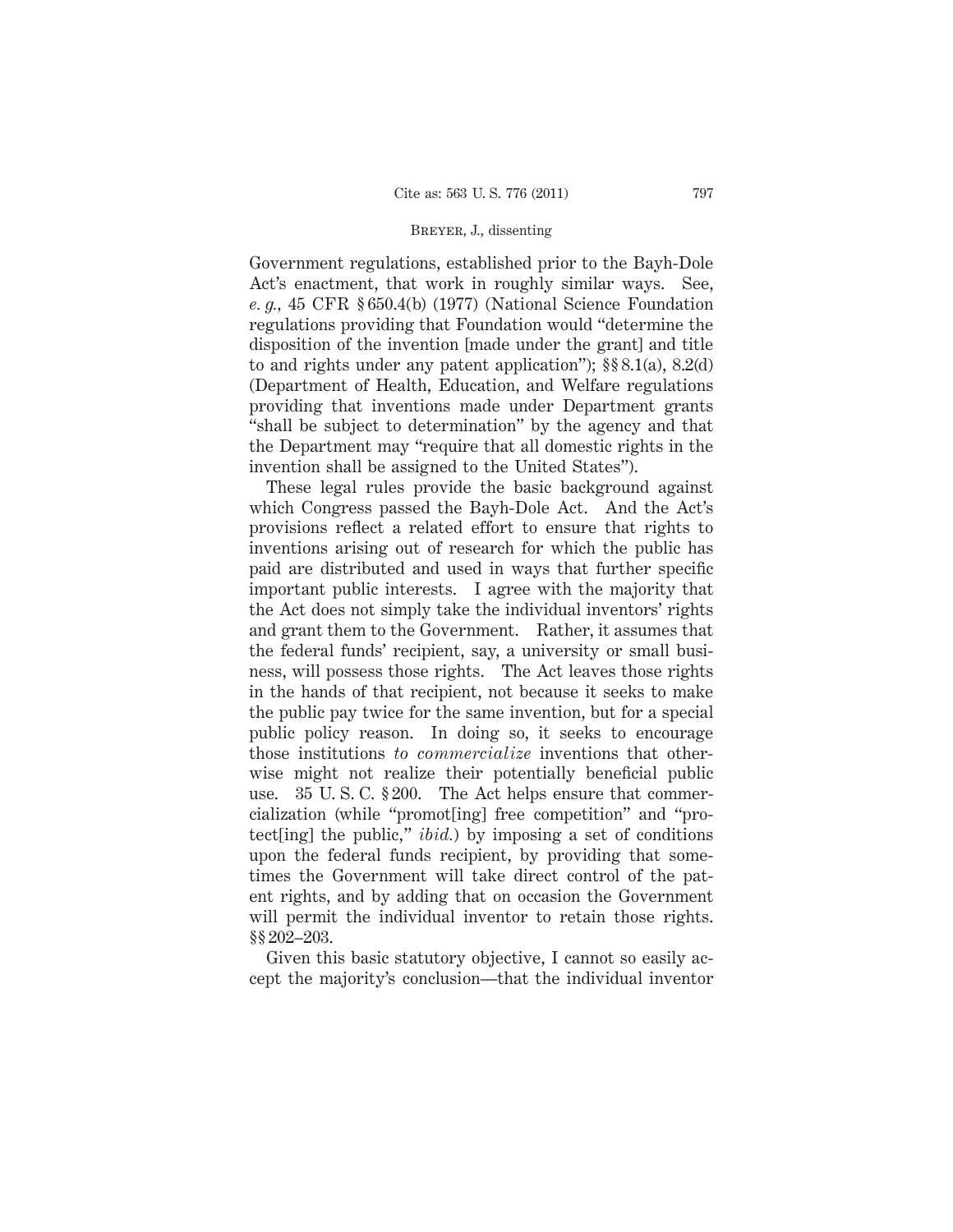Government regulations, established prior to the Bayh-Dole Act's enactment, that work in roughly similar ways. See, *e. g.*, 45 CFR § 650.4(b) (1977) (National Science Foundation regulations providing that Foundation would "determine the disposition of the invention [made under the grant] and title to and rights under any patent application"); §§ 8.1(a), 8.2(d) (Department of Health, Education, and Welfare regulations providing that inventions made under Department grants "shall be subject to determination" by the agency and that the Department may "require that all domestic rights in the invention shall be assigned to the United States").

These legal rules provide the basic background against which Congress passed the Bayh-Dole Act. And the Act's provisions reflect a related effort to ensure that rights to inventions arising out of research for which the public has paid are distributed and used in ways that further specific important public interests. I agree with the majority that the Act does not simply take the individual inventors' rights and grant them to the Government. Rather, it assumes that the federal funds' recipient, say, a university or small business, will possess those rights. The Act leaves those rights in the hands of that recipient, not because it seeks to make the public pay twice for the same invention, but for a special public policy reason. In doing so, it seeks to encourage those institutions *to commercialize* inventions that otherwise might not realize their potentially beneficial public use. 35 U. S. C. § 200. The Act helps ensure that commercialization (while "promot[ing] free competition" and "protect[ing] the public," *ibid.*) by imposing a set of conditions upon the federal funds recipient, by providing that sometimes the Government will take direct control of the patent rights, and by adding that on occasion the Government will permit the individual inventor to retain those rights. §§ 202–203.

Given this basic statutory objective, I cannot so easily accept the majority's conclusion—that the individual inventor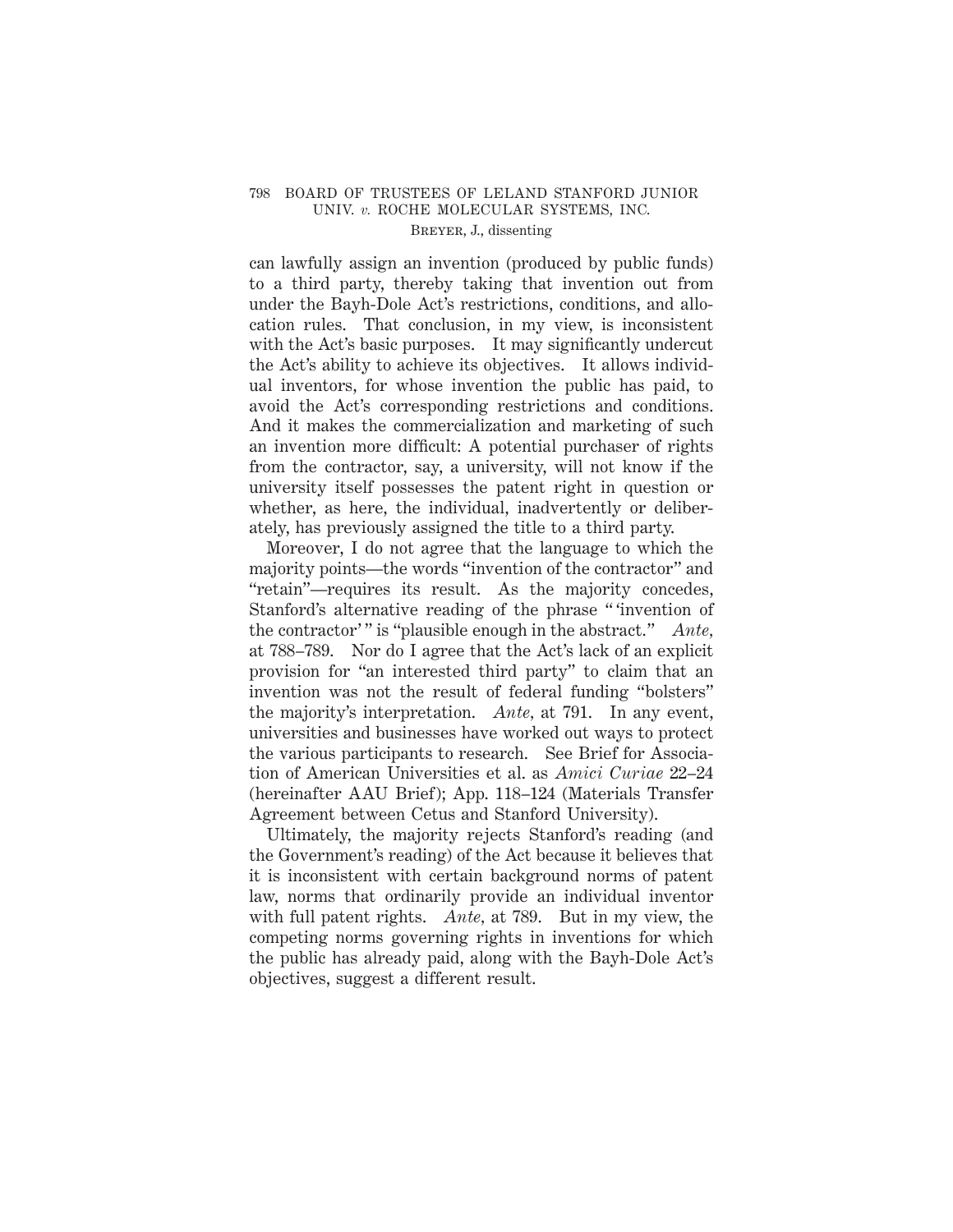can lawfully assign an invention (produced by public funds) to a third party, thereby taking that invention out from under the Bayh-Dole Act's restrictions, conditions, and allocation rules. That conclusion, in my view, is inconsistent with the Act's basic purposes. It may significantly undercut the Act's ability to achieve its objectives. It allows individual inventors, for whose invention the public has paid, to avoid the Act's corresponding restrictions and conditions. And it makes the commercialization and marketing of such an invention more difficult: A potential purchaser of rights from the contractor, say, a university, will not know if the university itself possesses the patent right in question or whether, as here, the individual, inadvertently or deliberately, has previously assigned the title to a third party.

Moreover, I do not agree that the language to which the majority points—the words "invention of the contractor" and "retain"—requires its result. As the majority concedes, Stanford's alternative reading of the phrase " 'invention of the contractor' " is "plausible enough in the abstract." *Ante*, at 788–789. Nor do I agree that the Act's lack of an explicit provision for "an interested third party" to claim that an invention was not the result of federal funding "bolsters" the majority's interpretation. *Ante*, at 791. In any event, universities and businesses have worked out ways to protect the various participants to research. See Brief for Association of American Universities et al. as *Amici Curiae* 22–24 (hereinafter AAU Brief); App. 118–124 (Materials Transfer Agreement between Cetus and Stanford University).

Ultimately, the majority rejects Stanford's reading (and the Government's reading) of the Act because it believes that it is inconsistent with certain background norms of patent law, norms that ordinarily provide an individual inventor with full patent rights. *Ante*, at 789. But in my view, the competing norms governing rights in inventions for which the public has already paid, along with the Bayh-Dole Act's objectives, suggest a different result.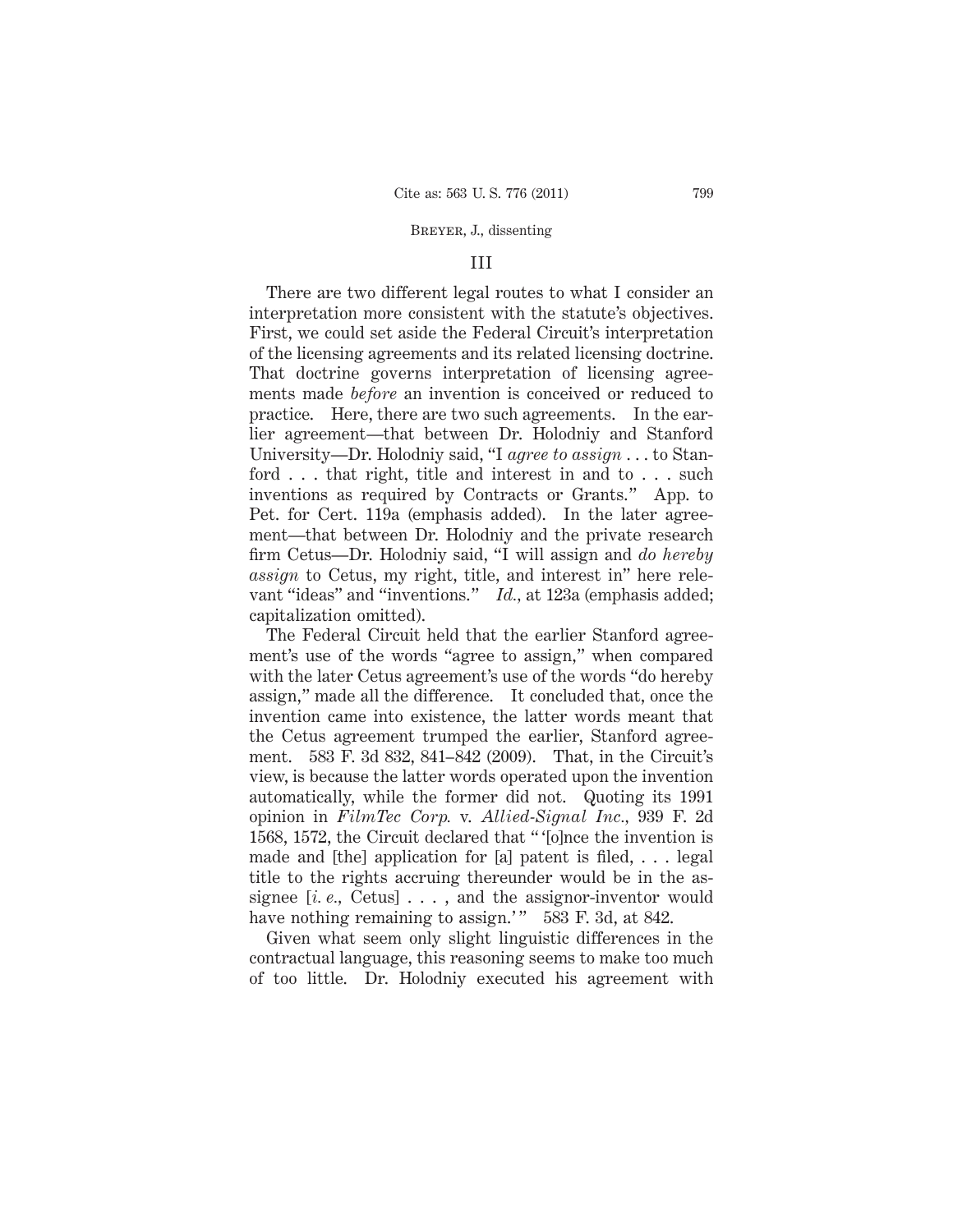### III

There are two different legal routes to what I consider an interpretation more consistent with the statute's objectives. First, we could set aside the Federal Circuit's interpretation of the licensing agreements and its related licensing doctrine. That doctrine governs interpretation of licensing agreements made *before* an invention is conceived or reduced to practice. Here, there are two such agreements. In the earlier agreement—that between Dr. Holodniy and Stanford University—Dr. Holodniy said, "I *agree to assign* . . . to Stanford . . . that right, title and interest in and to . . . such inventions as required by Contracts or Grants." App. to Pet. for Cert. 119a (emphasis added). In the later agreement—that between Dr. Holodniy and the private research firm Cetus—Dr. Holodniy said, "I will assign and *do hereby assign* to Cetus, my right, title, and interest in" here relevant "ideas" and "inventions." *Id.*, at 123a (emphasis added; capitalization omitted).

The Federal Circuit held that the earlier Stanford agreement's use of the words "agree to assign," when compared with the later Cetus agreement's use of the words "do hereby assign," made all the difference. It concluded that, once the invention came into existence, the latter words meant that the Cetus agreement trumped the earlier, Stanford agreement. 583 F. 3d 832, 841–842 (2009). That, in the Circuit's view, is because the latter words operated upon the invention automatically, while the former did not. Quoting its 1991 opinion in *FilmTec Corp.* v. *Allied-Signal Inc.*, 939 F. 2d 1568, 1572, the Circuit declared that " '[o]nce the invention is made and [the] application for [a] patent is filed, . . . legal title to the rights accruing thereunder would be in the assignee [*i. e.*, Cetus] . . . , and the assignor-inventor would have nothing remaining to assign.' " 583 F. 3d, at 842.

Given what seem only slight linguistic differences in the contractual language, this reasoning seems to make too much of too little. Dr. Holodniy executed his agreement with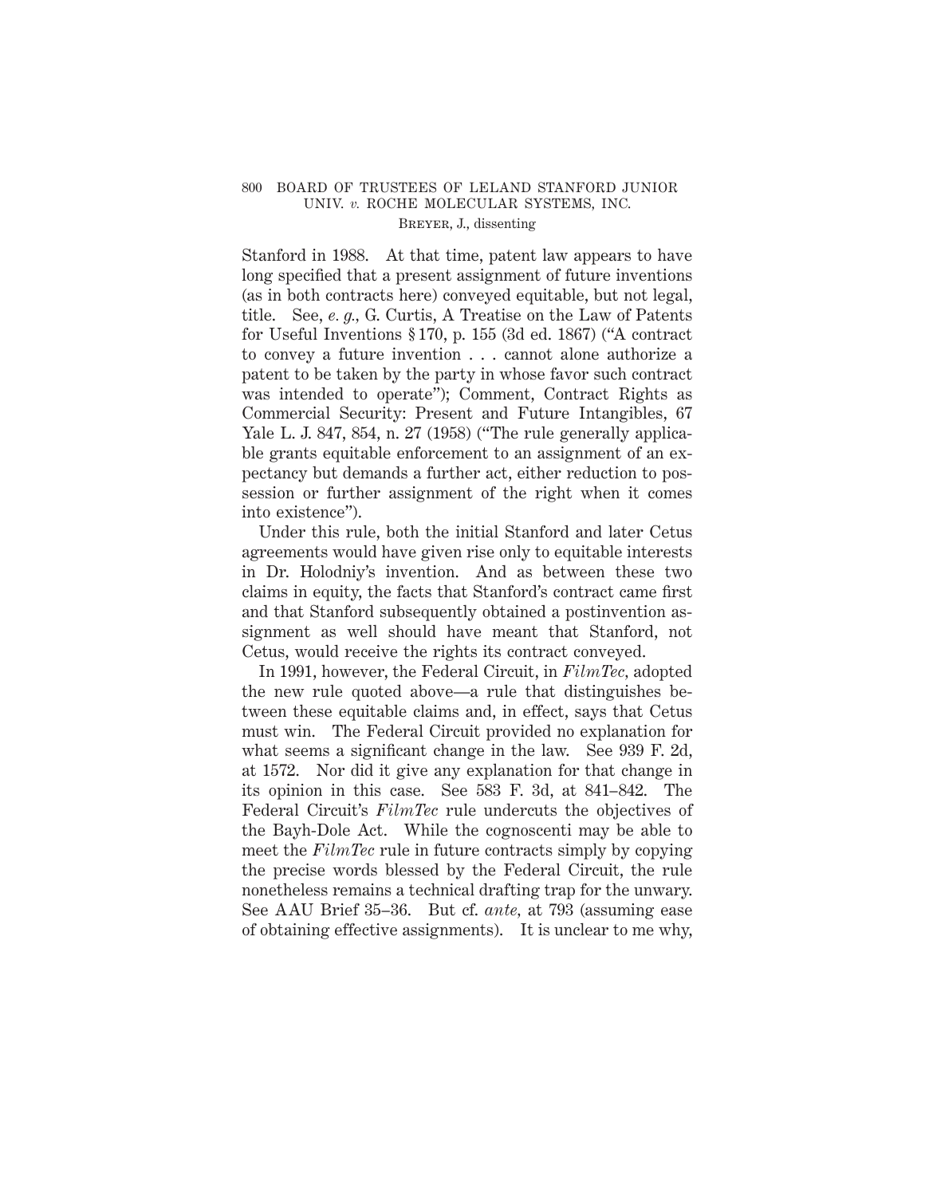Stanford in 1988. At that time, patent law appears to have long specified that a present assignment of future inventions (as in both contracts here) conveyed equitable, but not legal, title. See, *e. g.,* G. Curtis, A Treatise on the Law of Patents for Useful Inventions § 170, p. 155 (3d ed. 1867) ("A contract to convey a future invention . . . cannot alone authorize a patent to be taken by the party in whose favor such contract was intended to operate"); Comment, Contract Rights as Commercial Security: Present and Future Intangibles, 67 Yale L. J. 847, 854, n. 27 (1958) ("The rule generally applicable grants equitable enforcement to an assignment of an expectancy but demands a further act, either reduction to possession or further assignment of the right when it comes into existence").

Under this rule, both the initial Stanford and later Cetus agreements would have given rise only to equitable interests in Dr. Holodniy's invention. And as between these two claims in equity, the facts that Stanford's contract came first and that Stanford subsequently obtained a postinvention assignment as well should have meant that Stanford, not Cetus, would receive the rights its contract conveyed.

In 1991, however, the Federal Circuit, in *FilmTec,* adopted the new rule quoted above—a rule that distinguishes between these equitable claims and, in effect, says that Cetus must win. The Federal Circuit provided no explanation for what seems a significant change in the law. See 939 F. 2d, at 1572. Nor did it give any explanation for that change in its opinion in this case. See 583 F. 3d, at 841–842. The Federal Circuit's *FilmTec* rule undercuts the objectives of the Bayh-Dole Act. While the cognoscenti may be able to meet the *FilmTec* rule in future contracts simply by copying the precise words blessed by the Federal Circuit, the rule nonetheless remains a technical drafting trap for the unwary. See AAU Brief 35–36. But cf. *ante,* at 793 (assuming ease of obtaining effective assignments). It is unclear to me why,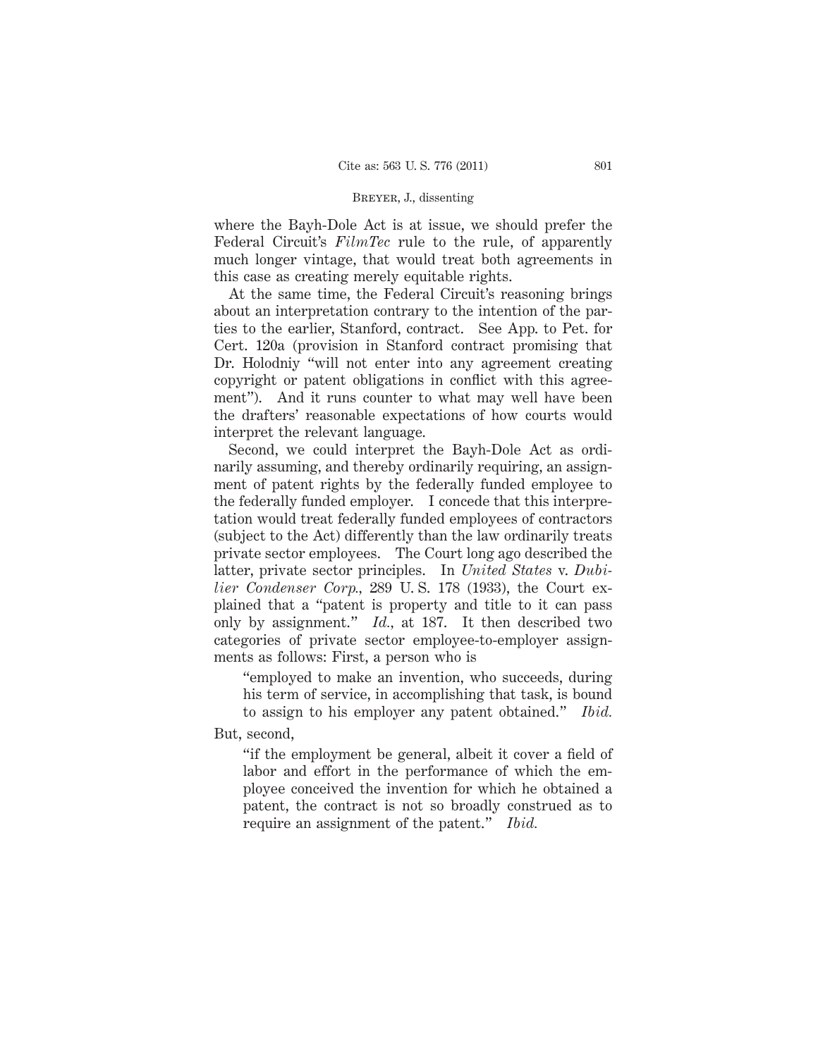where the Bayh-Dole Act is at issue, we should prefer the Federal Circuit's *FilmTec* rule to the rule, of apparently much longer vintage, that would treat both agreements in this case as creating merely equitable rights.

At the same time, the Federal Circuit's reasoning brings about an interpretation contrary to the intention of the parties to the earlier, Stanford, contract. See App. to Pet. for Cert. 120a (provision in Stanford contract promising that Dr. Holodniy "will not enter into any agreement creating copyright or patent obligations in conflict with this agreement"). And it runs counter to what may well have been the drafters' reasonable expectations of how courts would interpret the relevant language.

Second, we could interpret the Bayh-Dole Act as ordinarily assuming, and thereby ordinarily requiring, an assignment of patent rights by the federally funded employee to the federally funded employer. I concede that this interpretation would treat federally funded employees of contractors (subject to the Act) differently than the law ordinarily treats private sector employees. The Court long ago described the latter, private sector principles. In *United States* v. *Dubilier Condenser Corp.,* 289 U. S. 178 (1933), the Court explained that a "patent is property and title to it can pass only by assignment." *Id.,* at 187. It then described two categories of private sector employee-to-employer assignments as follows: First, a person who is

> "employed to make an invention, who succeeds, during his term of service, in accomplishing that task, is bound to assign to his employer any patent obtained." *Ibid.*

But, second,

> "if the employment be general, albeit it cover a field of labor and effort in the performance of which the employee conceived the invention for which he obtained a patent, the contract is not so broadly construed as to require an assignment of the patent." *Ibid.*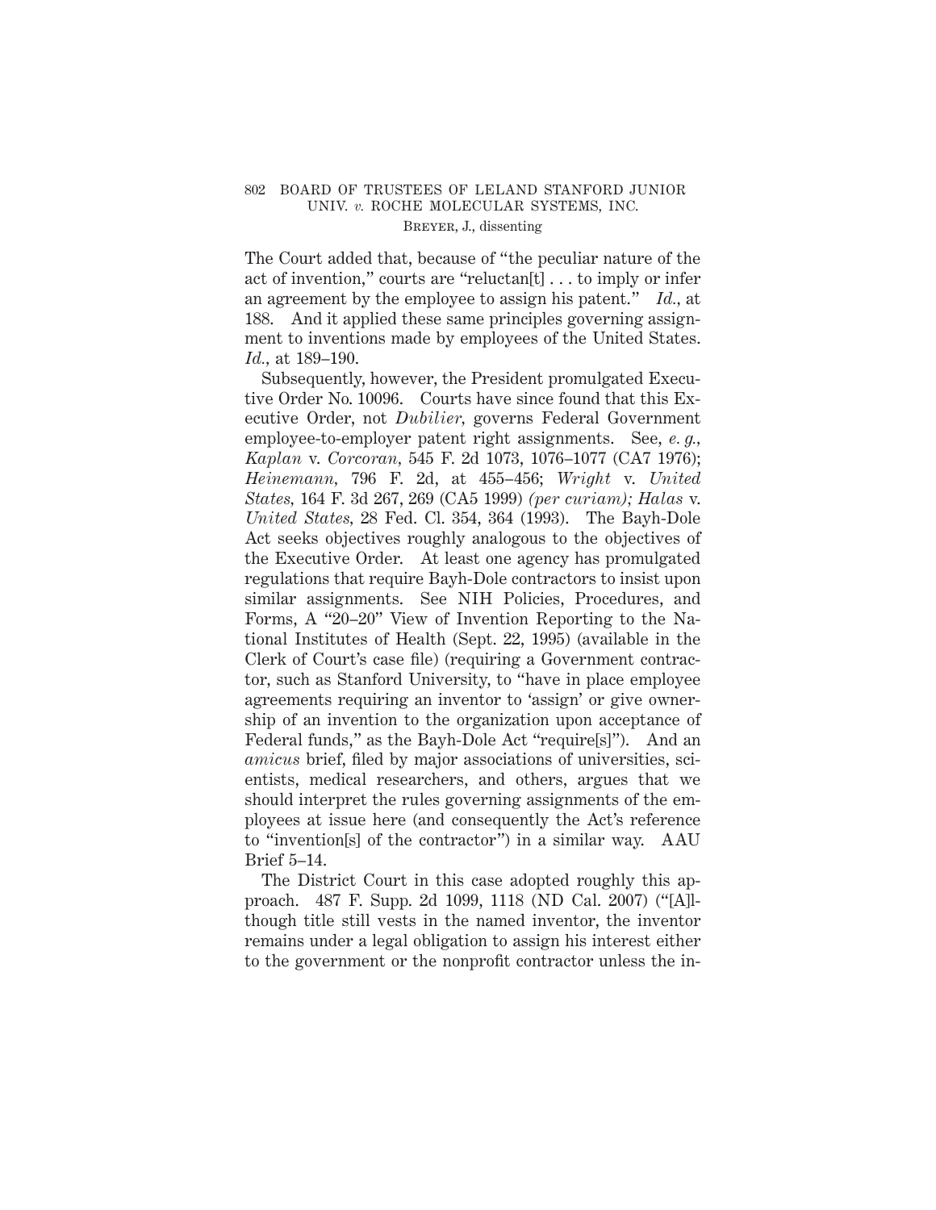The Court added that, because of "the peculiar nature of the act of invention," courts are "reluctan[t] . . . to imply or infer an agreement by the employee to assign his patent." *Id.,* at 188. And it applied these same principles governing assignment to inventions made by employees of the United States. *Id.,* at 189–190.

Subsequently, however, the President promulgated Executive Order No. 10096. Courts have since found that this Executive Order, not *Dubilier,* governs Federal Government employee-to-employer patent right assignments. See, *e. g., Kaplan* v. *Corcoran,* 545 F. 2d 1073, 1076–1077 (CA7 1976); *Heinemann,* 796 F. 2d, at 455–456; *Wright* v. *United States,* 164 F. 3d 267, 269 (CA5 1999) *(per curiam); Halas* v. *United States,* 28 Fed. Cl. 354, 364 (1993). The Bayh-Dole Act seeks objectives roughly analogous to the objectives of the Executive Order. At least one agency has promulgated regulations that require Bayh-Dole contractors to insist upon similar assignments. See NIH Policies, Procedures, and Forms, A "20–20" View of Invention Reporting to the National Institutes of Health (Sept. 22, 1995) (available in the Clerk of Court's case file) (requiring a Government contractor, such as Stanford University, to "have in place employee agreements requiring an inventor to 'assign' or give ownership of an invention to the organization upon acceptance of Federal funds," as the Bayh-Dole Act "require[s]"). And an *amicus* brief, filed by major associations of universities, scientists, medical researchers, and others, argues that we should interpret the rules governing assignments of the employees at issue here (and consequently the Act's reference to "invention[s] of the contractor") in a similar way. AAU Brief 5–14.

The District Court in this case adopted roughly this approach. 487 F. Supp. 2d 1099, 1118 (ND Cal. 2007) ("[A]lthough title still vests in the named inventor, the inventor remains under a legal obligation to assign his interest either to the government or the nonprofit contractor unless the in-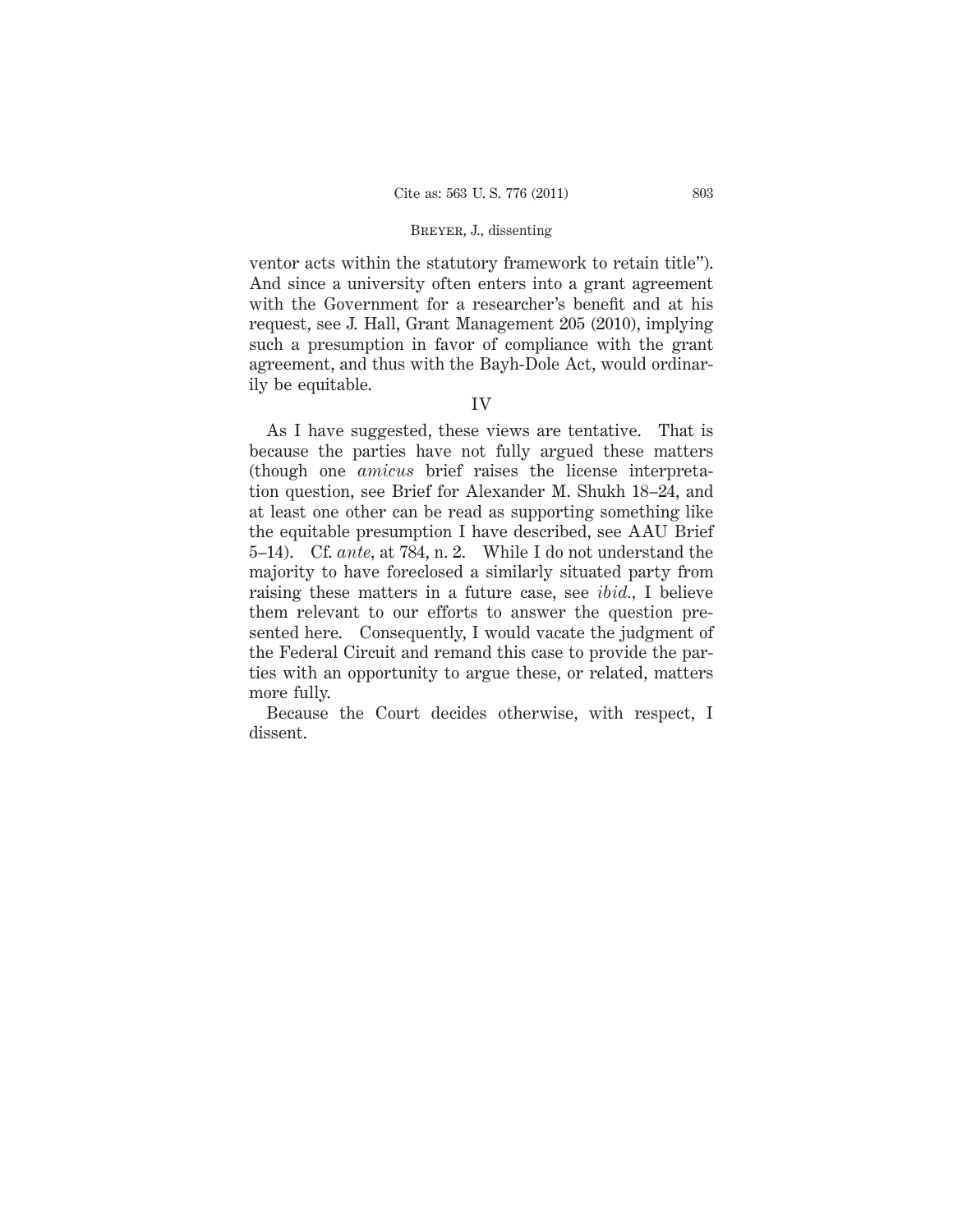ventor acts within the statutory framework to retain title"). And since a university often enters into a grant agreement with the Government for a researcher's benefit and at his request, see J. Hall, Grant Management 205 (2010), implying such a presumption in favor of compliance with the grant agreement, and thus with the Bayh-Dole Act, would ordinarily be equitable.

## IV

As I have suggested, these views are tentative. That is because the parties have not fully argued these matters (though one *amicus* brief raises the license interpretation question, see Brief for Alexander M. Shukh 18–24, and at least one other can be read as supporting something like the equitable presumption I have described, see AAU Brief 5–14). Cf. *ante*, at 784, n. 2. While I do not understand the majority to have foreclosed a similarly situated party from raising these matters in a future case, see *ibid.*, I believe them relevant to our efforts to answer the question presented here. Consequently, I would vacate the judgment of the Federal Circuit and remand this case to provide the parties with an opportunity to argue these, or related, matters more fully.

Because the Court decides otherwise, with respect, I dissent.